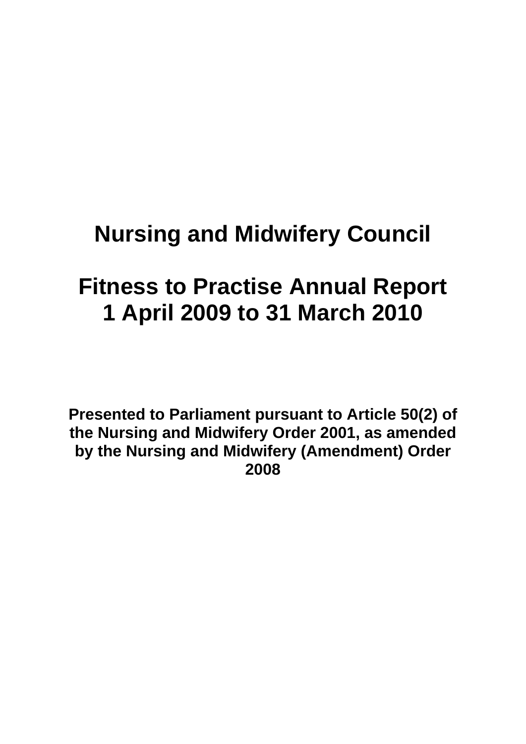# Nursing and Midwifery Council

# Fitness to Practise Annual Report 1 April 2009 to 31 March 2010

**Presented to Parliament pursuant to Article 50(2) of the Nursing and Midwifery Order 2001, as amended by the Nursing and Midwifery (Amendment) Order 2008**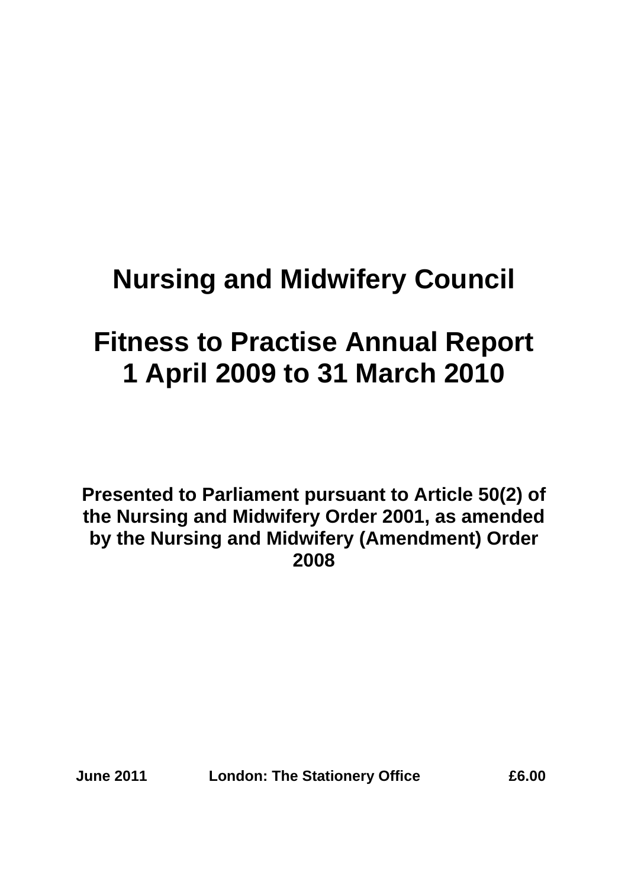# Nursing and Midwifery Council

# Fitness to Practise Annual Report
# 1 April 2009 to 31 March 2010

**Presented to Parliament pursuant to Article 50(2) of the Nursing and Midwifery Order 2001, as amended by the Nursing and Midwifery (Amendment) Order 2008**

**June 2011 London: The Stationery Office £6.00**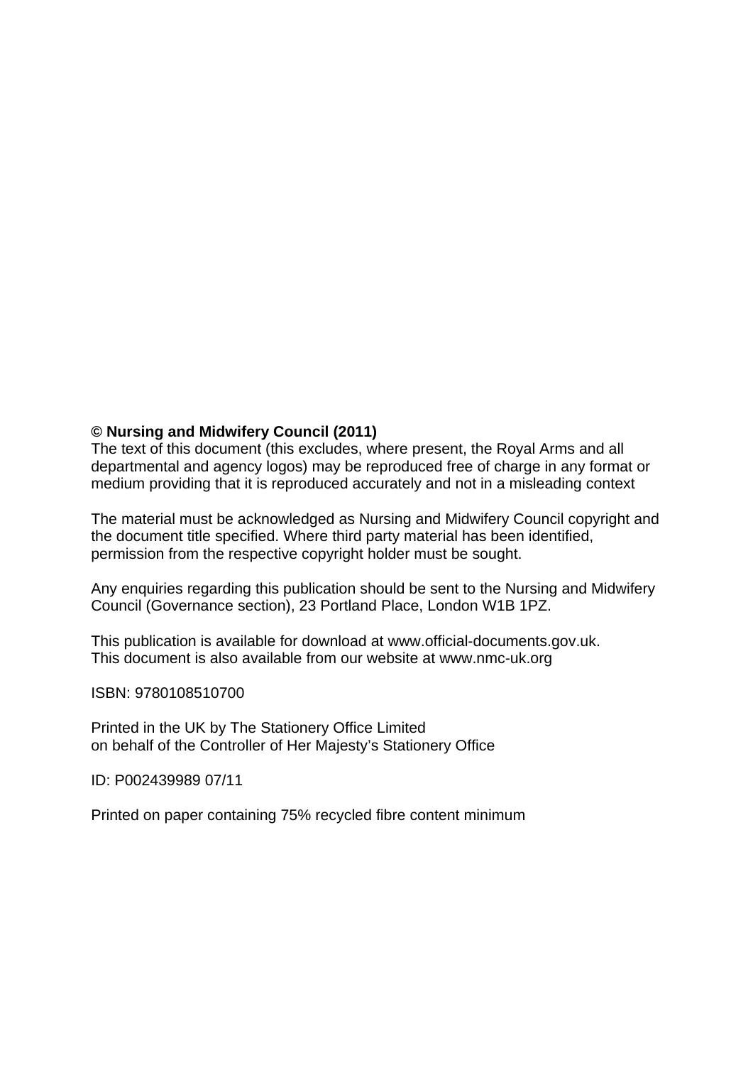**© Nursing and Midwifery Council (2011)**
The text of this document (this excludes, where present, the Royal Arms and all departmental and agency logos) may be reproduced free of charge in any format or medium providing that it is reproduced accurately and not in a misleading context

The material must be acknowledged as Nursing and Midwifery Council copyright and the document title specified. Where third party material has been identified, permission from the respective copyright holder must be sought.

Any enquiries regarding this publication should be sent to the Nursing and Midwifery Council (Governance section), 23 Portland Place, London W1B 1PZ.

This publication is available for download at www.official-documents.gov.uk.
This document is also available from our website at www.nmc-uk.org

ISBN: 9780108510700

Printed in the UK by The Stationery Office Limited
on behalf of the Controller of Her Majesty's Stationery Office

ID: P002439989 07/11

Printed on paper containing 75% recycled fibre content minimum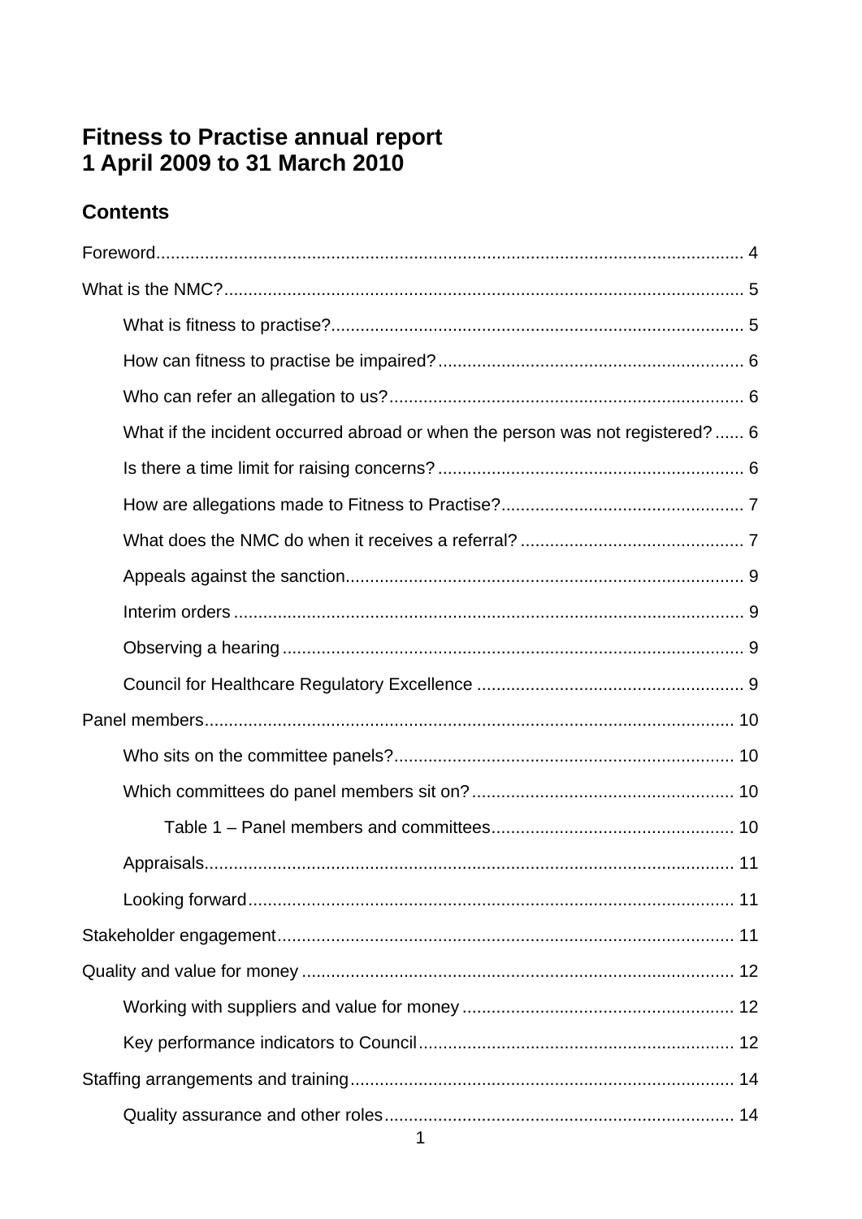# Fitness to Practise annual report
# 1 April 2009 to 31 March 2010

## Contents

Foreword ........................................................ 4

What is the NMC? ........................................................ 5

- What is fitness to practise? ........................................................ 5
- How can fitness to practise be impaired? ........................................................ 6
- Who can refer an allegation to us? ........................................................ 6
- What if the incident occurred abroad or when the person was not registered? ...... 6
- Is there a time limit for raising concerns? ........................................................ 6
- How are allegations made to Fitness to Practise? ........................................................ 7
- What does the NMC do when it receives a referral? ........................................................ 7
- Appeals against the sanction ........................................................ 9
- Interim orders ........................................................ 9
- Observing a hearing ........................................................ 9
- Council for Healthcare Regulatory Excellence ........................................................ 9

Panel members ........................................................ 10

- Who sits on the committee panels? ........................................................ 10
- Which committees do panel members sit on? ........................................................ 10
  - Table 1 – Panel members and committees ........................................................ 10
- Appraisals ........................................................ 11
- Looking forward ........................................................ 11

Stakeholder engagement ........................................................ 11

Quality and value for money ........................................................ 12

- Working with suppliers and value for money ........................................................ 12
- Key performance indicators to Council ........................................................ 12

Staffing arrangements and training ........................................................ 14

- Quality assurance and other roles ........................................................ 14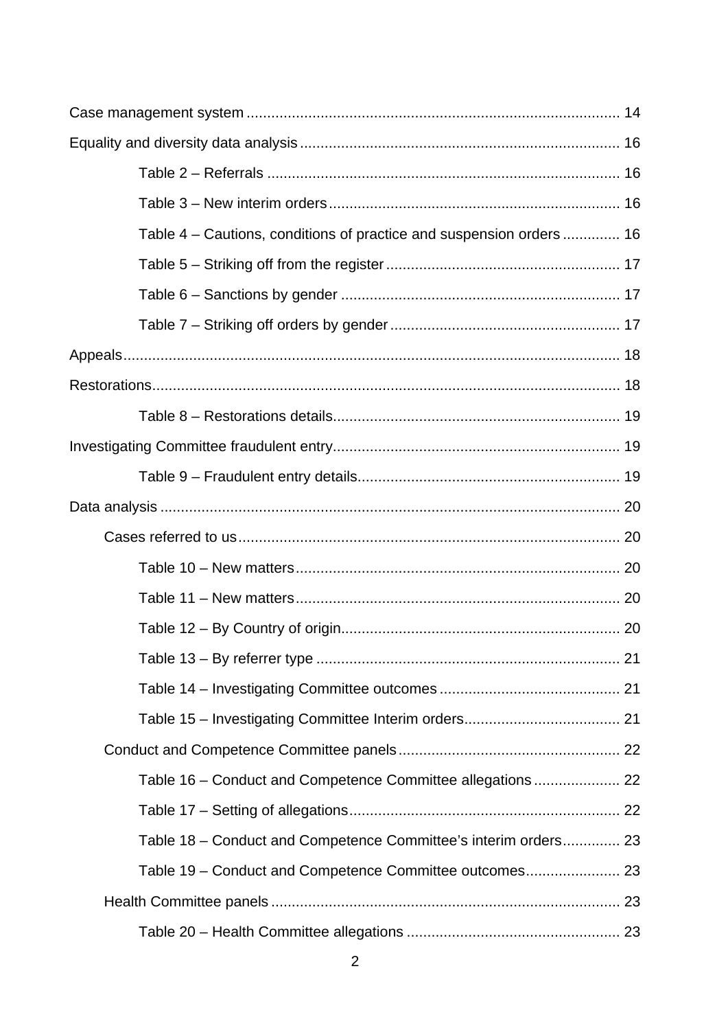Case management system .......................................................................................... 14

Equality and diversity data analysis ............................................................................. 16

- Table 2 – Referrals ..................................................................................... 16
- Table 3 – New interim orders ...................................................................... 16
- Table 4 – Cautions, conditions of practice and suspension orders .............. 16
- Table 5 – Striking off from the register ......................................................... 17
- Table 6 – Sanctions by gender .................................................................... 17
- Table 7 – Striking off orders by gender ........................................................ 17

Appeals ........................................................................................................................ 18

Restorations ................................................................................................................. 18

- Table 8 – Restorations details ...................................................................... 19

Investigating Committee fraudulent entry ..................................................................... 19

- Table 9 – Fraudulent entry details ................................................................ 19

Data analysis ............................................................................................................... 20

- Cases referred to us ............................................................................................ 20
  - Table 10 – New matters .............................................................................. 20
  - Table 11 – New matters .............................................................................. 20
  - Table 12 – By Country of origin ................................................................... 20
  - Table 13 – By referrer type .......................................................................... 21
  - Table 14 – Investigating Committee outcomes ............................................ 21
  - Table 15 – Investigating Committee Interim orders ...................................... 21
- Conduct and Competence Committee panels ..................................................... 22
  - Table 16 – Conduct and Competence Committee allegations ..................... 22
  - Table 17 – Setting of allegations .................................................................. 22
  - Table 18 – Conduct and Competence Committee's interim orders .............. 23
  - Table 19 – Conduct and Competence Committee outcomes ....................... 23
- Health Committee panels ..................................................................................... 23
  - Table 20 – Health Committee allegations .................................................... 23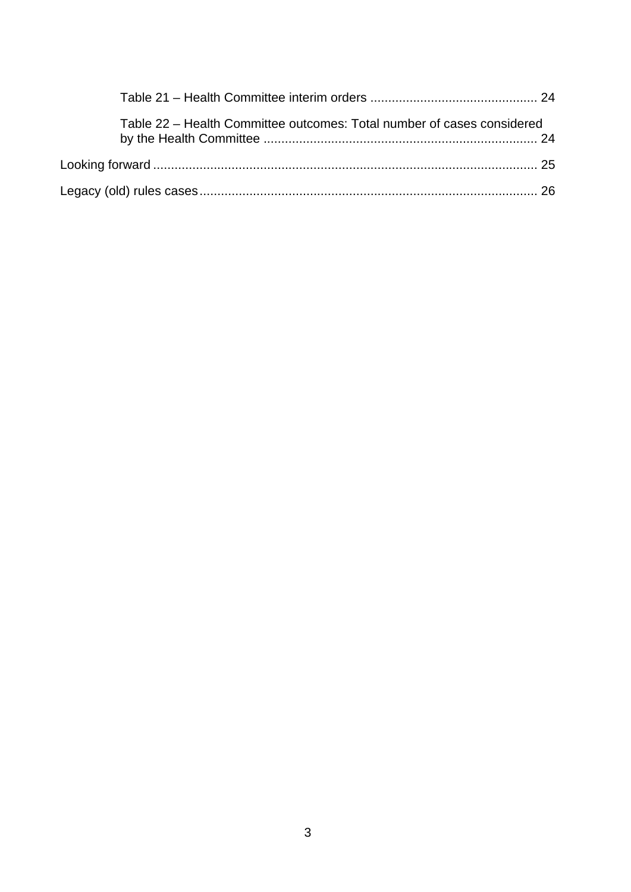Table 21 – Health Committee interim orders .............................................. 24

Table 22 – Health Committee outcomes: Total number of cases considered by the Health Committee ............................................................................ 24

Looking forward .......................................................................................................... 25

Legacy (old) rules cases .............................................................................................. 26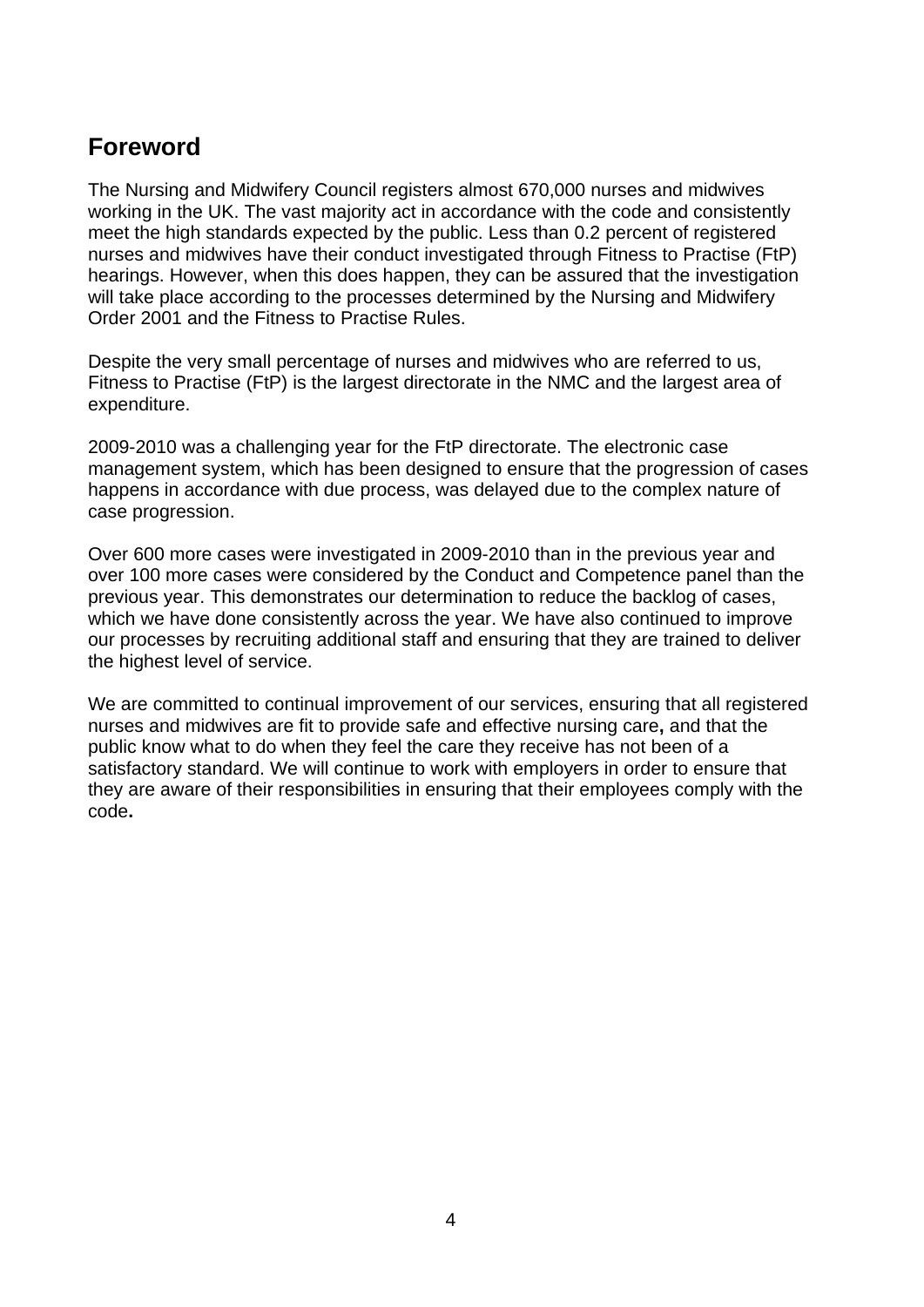## Foreword

The Nursing and Midwifery Council registers almost 670,000 nurses and midwives working in the UK. The vast majority act in accordance with the code and consistently meet the high standards expected by the public. Less than 0.2 percent of registered nurses and midwives have their conduct investigated through Fitness to Practise (FtP) hearings. However, when this does happen, they can be assured that the investigation will take place according to the processes determined by the Nursing and Midwifery Order 2001 and the Fitness to Practise Rules.

Despite the very small percentage of nurses and midwives who are referred to us, Fitness to Practise (FtP) is the largest directorate in the NMC and the largest area of expenditure.

2009-2010 was a challenging year for the FtP directorate. The electronic case management system, which has been designed to ensure that the progression of cases happens in accordance with due process, was delayed due to the complex nature of case progression.

Over 600 more cases were investigated in 2009-2010 than in the previous year and over 100 more cases were considered by the Conduct and Competence panel than the previous year. This demonstrates our determination to reduce the backlog of cases, which we have done consistently across the year. We have also continued to improve our processes by recruiting additional staff and ensuring that they are trained to deliver the highest level of service.

We are committed to continual improvement of our services, ensuring that all registered nurses and midwives are fit to provide safe and effective nursing care**,** and that the public know what to do when they feel the care they receive has not been of a satisfactory standard. We will continue to work with employers in order to ensure that they are aware of their responsibilities in ensuring that their employees comply with the code**.**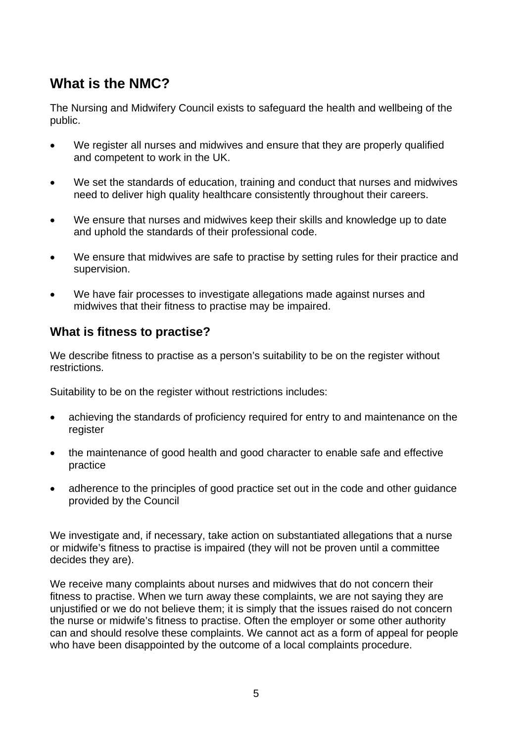## What is the NMC?

The Nursing and Midwifery Council exists to safeguard the health and wellbeing of the public.

- We register all nurses and midwives and ensure that they are properly qualified and competent to work in the UK.
- We set the standards of education, training and conduct that nurses and midwives need to deliver high quality healthcare consistently throughout their careers.
- We ensure that nurses and midwives keep their skills and knowledge up to date and uphold the standards of their professional code.
- We ensure that midwives are safe to practise by setting rules for their practice and supervision.
- We have fair processes to investigate allegations made against nurses and midwives that their fitness to practise may be impaired.

### What is fitness to practise?

We describe fitness to practise as a person's suitability to be on the register without restrictions.

Suitability to be on the register without restrictions includes:

- achieving the standards of proficiency required for entry to and maintenance on the register
- the maintenance of good health and good character to enable safe and effective practice
- adherence to the principles of good practice set out in the code and other guidance provided by the Council

We investigate and, if necessary, take action on substantiated allegations that a nurse or midwife's fitness to practise is impaired (they will not be proven until a committee decides they are).

We receive many complaints about nurses and midwives that do not concern their fitness to practise. When we turn away these complaints, we are not saying they are unjustified or we do not believe them; it is simply that the issues raised do not concern the nurse or midwife's fitness to practise. Often the employer or some other authority can and should resolve these complaints. We cannot act as a form of appeal for people who have been disappointed by the outcome of a local complaints procedure.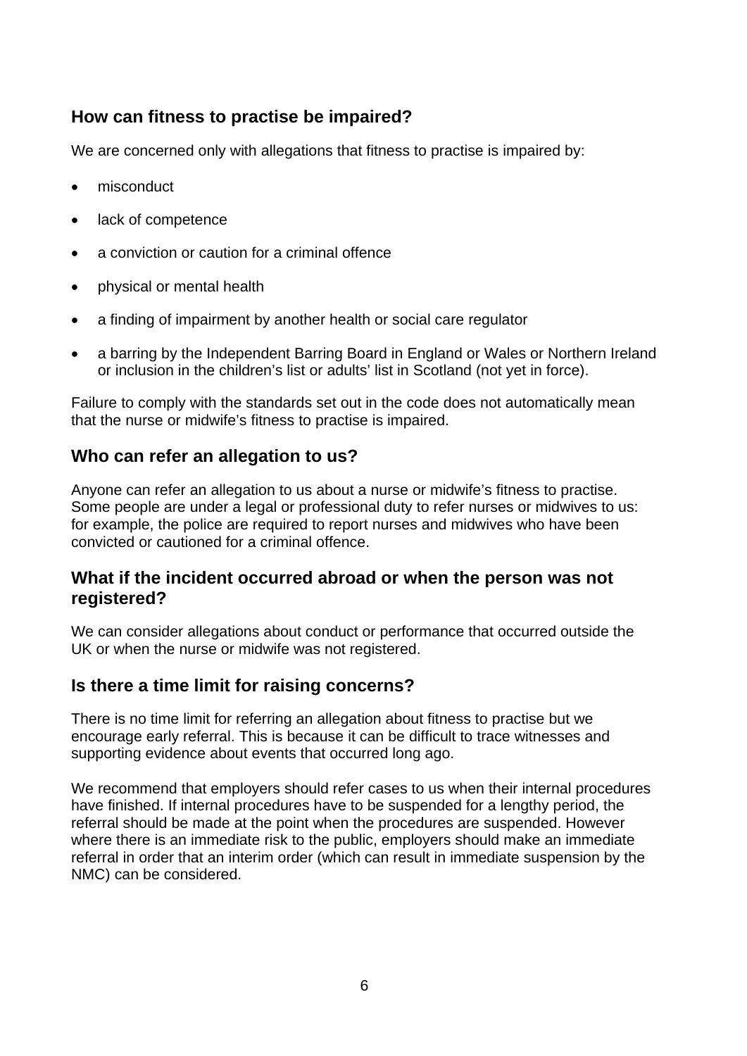## How can fitness to practise be impaired?

We are concerned only with allegations that fitness to practise is impaired by:

- misconduct
- lack of competence
- a conviction or caution for a criminal offence
- physical or mental health
- a finding of impairment by another health or social care regulator
- a barring by the Independent Barring Board in England or Wales or Northern Ireland or inclusion in the children's list or adults' list in Scotland (not yet in force).

Failure to comply with the standards set out in the code does not automatically mean that the nurse or midwife's fitness to practise is impaired.

## Who can refer an allegation to us?

Anyone can refer an allegation to us about a nurse or midwife's fitness to practise. Some people are under a legal or professional duty to refer nurses or midwives to us: for example, the police are required to report nurses and midwives who have been convicted or cautioned for a criminal offence.

## What if the incident occurred abroad or when the person was not registered?

We can consider allegations about conduct or performance that occurred outside the UK or when the nurse or midwife was not registered.

## Is there a time limit for raising concerns?

There is no time limit for referring an allegation about fitness to practise but we encourage early referral. This is because it can be difficult to trace witnesses and supporting evidence about events that occurred long ago.

We recommend that employers should refer cases to us when their internal procedures have finished. If internal procedures have to be suspended for a lengthy period, the referral should be made at the point when the procedures are suspended. However where there is an immediate risk to the public, employers should make an immediate referral in order that an interim order (which can result in immediate suspension by the NMC) can be considered.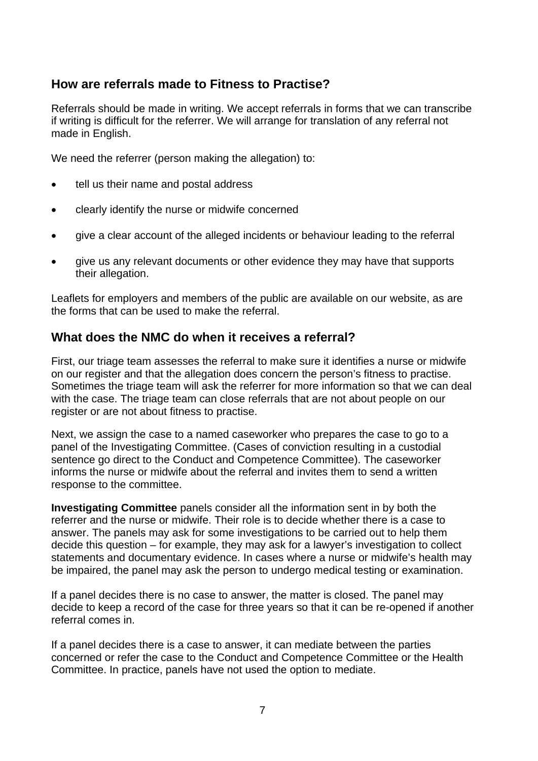## How are referrals made to Fitness to Practise?

Referrals should be made in writing. We accept referrals in forms that we can transcribe if writing is difficult for the referrer. We will arrange for translation of any referral not made in English.

We need the referrer (person making the allegation) to:

- tell us their name and postal address
- clearly identify the nurse or midwife concerned
- give a clear account of the alleged incidents or behaviour leading to the referral
- give us any relevant documents or other evidence they may have that supports their allegation.

Leaflets for employers and members of the public are available on our website, as are the forms that can be used to make the referral.

## What does the NMC do when it receives a referral?

First, our triage team assesses the referral to make sure it identifies a nurse or midwife on our register and that the allegation does concern the person's fitness to practise. Sometimes the triage team will ask the referrer for more information so that we can deal with the case. The triage team can close referrals that are not about people on our register or are not about fitness to practise.

Next, we assign the case to a named caseworker who prepares the case to go to a panel of the Investigating Committee. (Cases of conviction resulting in a custodial sentence go direct to the Conduct and Competence Committee). The caseworker informs the nurse or midwife about the referral and invites them to send a written response to the committee.

**Investigating Committee** panels consider all the information sent in by both the referrer and the nurse or midwife. Their role is to decide whether there is a case to answer. The panels may ask for some investigations to be carried out to help them decide this question – for example, they may ask for a lawyer's investigation to collect statements and documentary evidence. In cases where a nurse or midwife's health may be impaired, the panel may ask the person to undergo medical testing or examination.

If a panel decides there is no case to answer, the matter is closed. The panel may decide to keep a record of the case for three years so that it can be re-opened if another referral comes in.

If a panel decides there is a case to answer, it can mediate between the parties concerned or refer the case to the Conduct and Competence Committee or the Health Committee. In practice, panels have not used the option to mediate.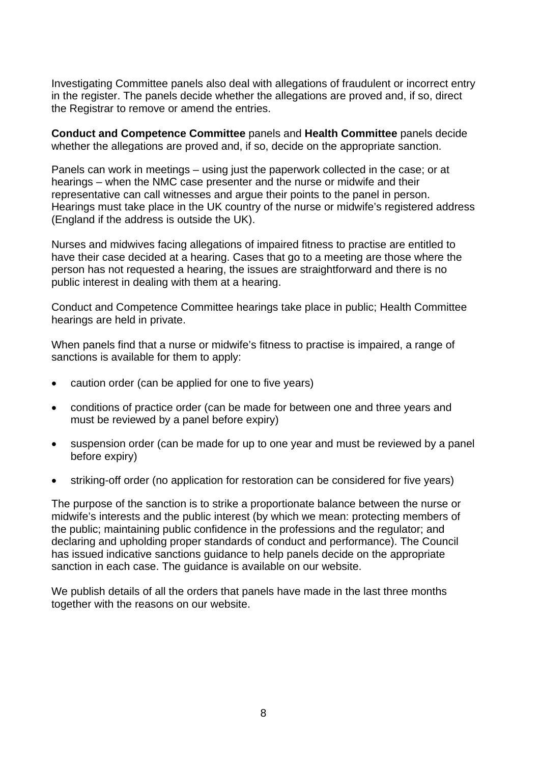Investigating Committee panels also deal with allegations of fraudulent or incorrect entry in the register. The panels decide whether the allegations are proved and, if so, direct the Registrar to remove or amend the entries.

**Conduct and Competence Committee** panels and **Health Committee** panels decide whether the allegations are proved and, if so, decide on the appropriate sanction.

Panels can work in meetings – using just the paperwork collected in the case; or at hearings – when the NMC case presenter and the nurse or midwife and their representative can call witnesses and argue their points to the panel in person. Hearings must take place in the UK country of the nurse or midwife's registered address (England if the address is outside the UK).

Nurses and midwives facing allegations of impaired fitness to practise are entitled to have their case decided at a hearing. Cases that go to a meeting are those where the person has not requested a hearing, the issues are straightforward and there is no public interest in dealing with them at a hearing.

Conduct and Competence Committee hearings take place in public; Health Committee hearings are held in private.

When panels find that a nurse or midwife's fitness to practise is impaired, a range of sanctions is available for them to apply:

- caution order (can be applied for one to five years)
- conditions of practice order (can be made for between one and three years and must be reviewed by a panel before expiry)
- suspension order (can be made for up to one year and must be reviewed by a panel before expiry)
- striking-off order (no application for restoration can be considered for five years)

The purpose of the sanction is to strike a proportionate balance between the nurse or midwife's interests and the public interest (by which we mean: protecting members of the public; maintaining public confidence in the professions and the regulator; and declaring and upholding proper standards of conduct and performance). The Council has issued indicative sanctions guidance to help panels decide on the appropriate sanction in each case. The guidance is available on our website.

We publish details of all the orders that panels have made in the last three months together with the reasons on our website.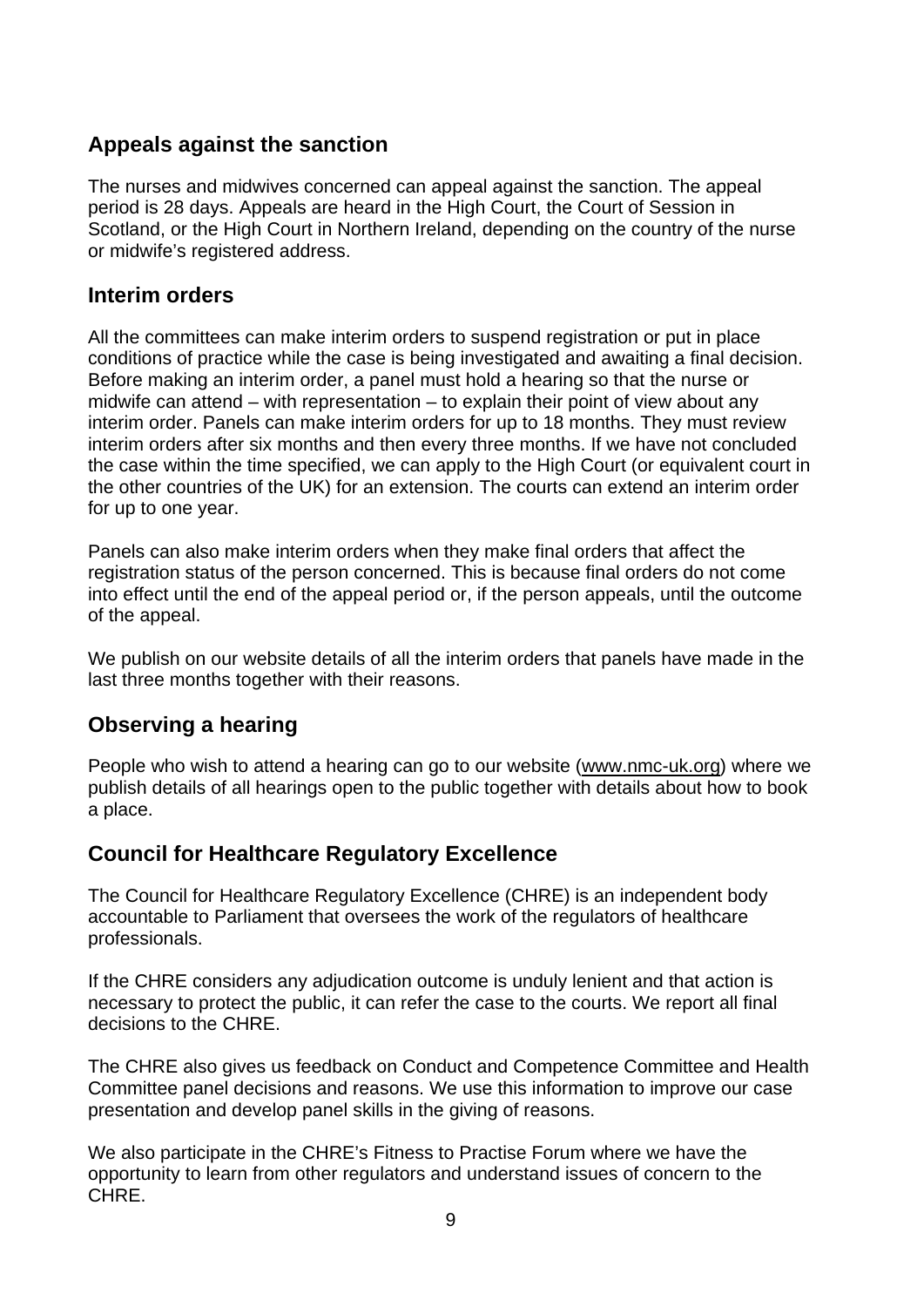## Appeals against the sanction

The nurses and midwives concerned can appeal against the sanction. The appeal period is 28 days. Appeals are heard in the High Court, the Court of Session in Scotland, or the High Court in Northern Ireland, depending on the country of the nurse or midwife's registered address.

## Interim orders

All the committees can make interim orders to suspend registration or put in place conditions of practice while the case is being investigated and awaiting a final decision. Before making an interim order, a panel must hold a hearing so that the nurse or midwife can attend – with representation – to explain their point of view about any interim order. Panels can make interim orders for up to 18 months. They must review interim orders after six months and then every three months. If we have not concluded the case within the time specified, we can apply to the High Court (or equivalent court in the other countries of the UK) for an extension. The courts can extend an interim order for up to one year.

Panels can also make interim orders when they make final orders that affect the registration status of the person concerned. This is because final orders do not come into effect until the end of the appeal period or, if the person appeals, until the outcome of the appeal.

We publish on our website details of all the interim orders that panels have made in the last three months together with their reasons.

## Observing a hearing

People who wish to attend a hearing can go to our website (www.nmc-uk.org) where we publish details of all hearings open to the public together with details about how to book a place.

## Council for Healthcare Regulatory Excellence

The Council for Healthcare Regulatory Excellence (CHRE) is an independent body accountable to Parliament that oversees the work of the regulators of healthcare professionals.

If the CHRE considers any adjudication outcome is unduly lenient and that action is necessary to protect the public, it can refer the case to the courts. We report all final decisions to the CHRE.

The CHRE also gives us feedback on Conduct and Competence Committee and Health Committee panel decisions and reasons. We use this information to improve our case presentation and develop panel skills in the giving of reasons.

We also participate in the CHRE's Fitness to Practise Forum where we have the opportunity to learn from other regulators and understand issues of concern to the CHRE.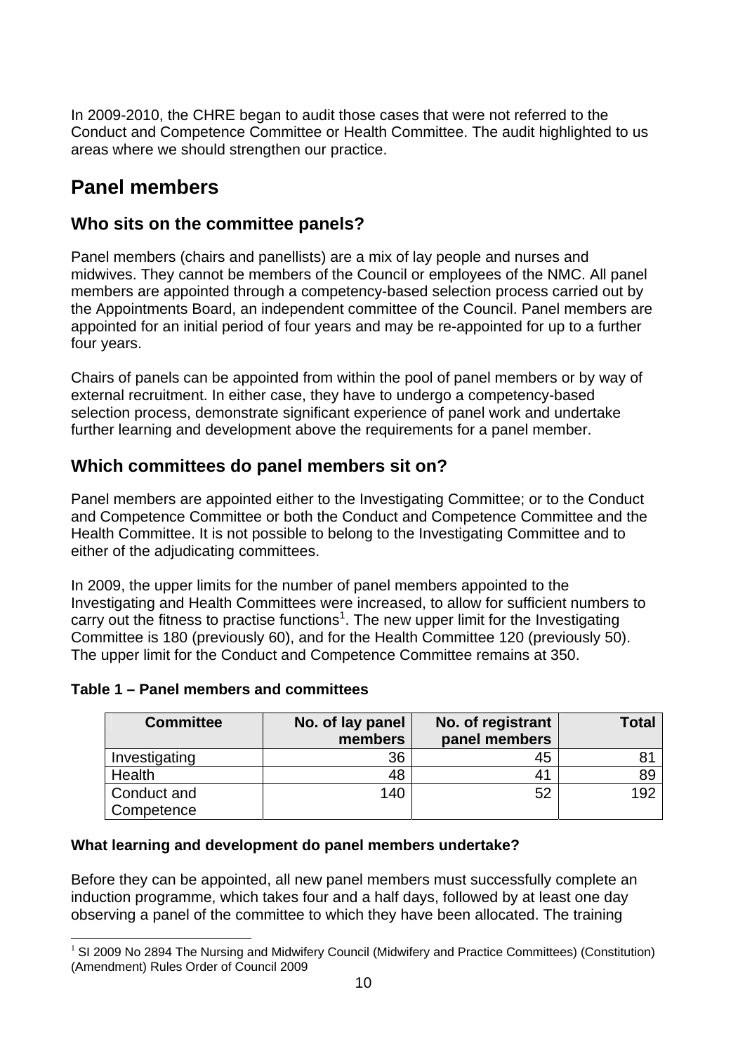In 2009-2010, the CHRE began to audit those cases that were not referred to the Conduct and Competence Committee or Health Committee. The audit highlighted to us areas where we should strengthen our practice.

## Panel members

### Who sits on the committee panels?

Panel members (chairs and panellists) are a mix of lay people and nurses and midwives. They cannot be members of the Council or employees of the NMC. All panel members are appointed through a competency-based selection process carried out by the Appointments Board, an independent committee of the Council. Panel members are appointed for an initial period of four years and may be re-appointed for up to a further four years.

Chairs of panels can be appointed from within the pool of panel members or by way of external recruitment. In either case, they have to undergo a competency-based selection process, demonstrate significant experience of panel work and undertake further learning and development above the requirements for a panel member.

### Which committees do panel members sit on?

Panel members are appointed either to the Investigating Committee; or to the Conduct and Competence Committee or both the Conduct and Competence Committee and the Health Committee. It is not possible to belong to the Investigating Committee and to either of the adjudicating committees.

In 2009, the upper limits for the number of panel members appointed to the Investigating and Health Committees were increased, to allow for sufficient numbers to carry out the fitness to practise functions[1]. The new upper limit for the Investigating Committee is 180 (previously 60), and for the Health Committee 120 (previously 50). The upper limit for the Conduct and Competence Committee remains at 350.

**Table 1 – Panel members and committees**

| Committee | No. of lay panel members | No. of registrant panel members | Total |
|---|---|---|---|
| Investigating | 36 | 45 | 81 |
| Health | 48 | 41 | 89 |
| Conduct and Competence | 140 | 52 | 192 |

**What learning and development do panel members undertake?**

Before they can be appointed, all new panel members must successfully complete an induction programme, which takes four and a half days, followed by at least one day observing a panel of the committee to which they have been allocated. The training

[1] SI 2009 No 2894 The Nursing and Midwifery Council (Midwifery and Practice Committees) (Constitution) (Amendment) Rules Order of Council 2009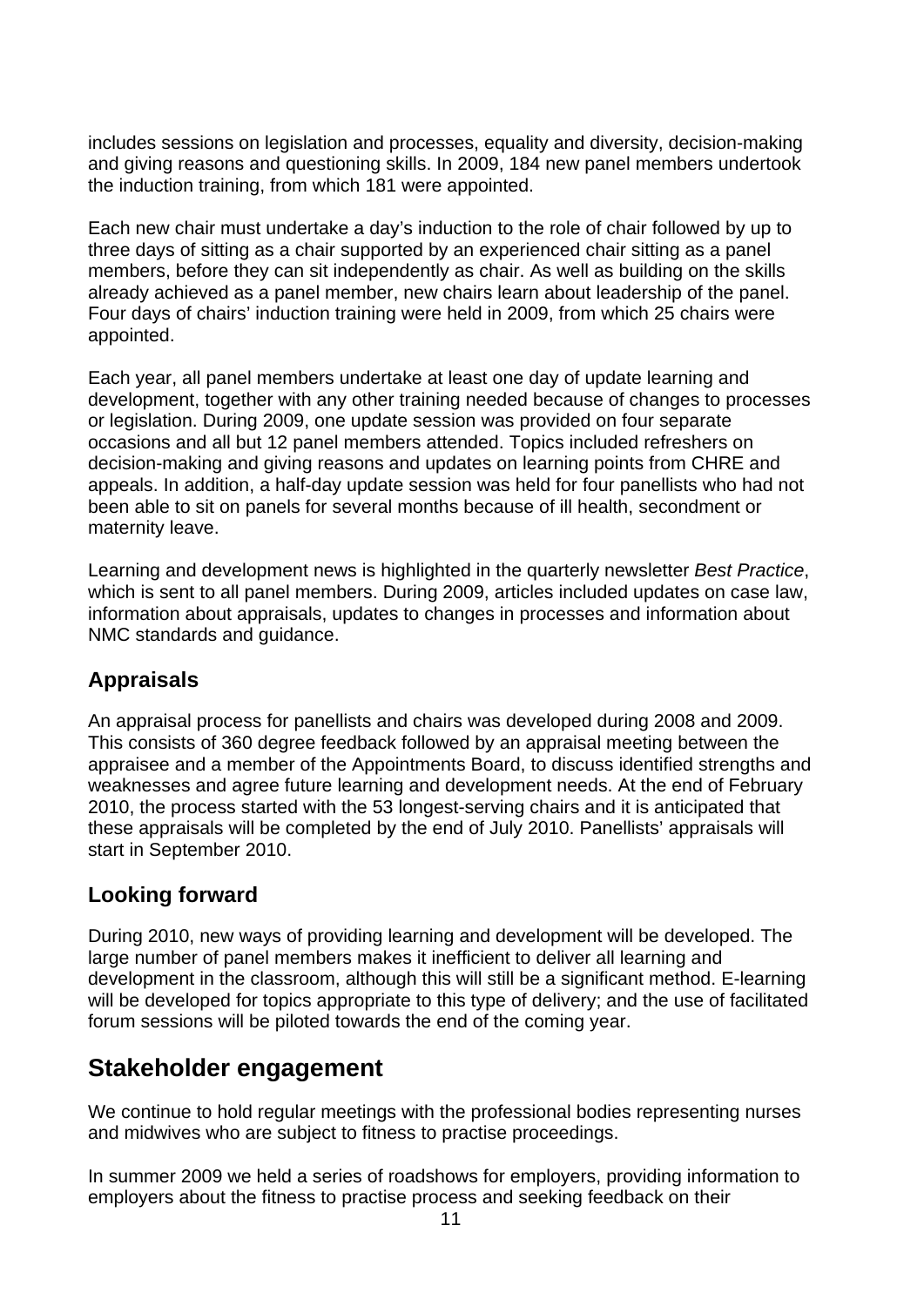includes sessions on legislation and processes, equality and diversity, decision-making and giving reasons and questioning skills. In 2009, 184 new panel members undertook the induction training, from which 181 were appointed.

Each new chair must undertake a day's induction to the role of chair followed by up to three days of sitting as a chair supported by an experienced chair sitting as a panel members, before they can sit independently as chair. As well as building on the skills already achieved as a panel member, new chairs learn about leadership of the panel. Four days of chairs' induction training were held in 2009, from which 25 chairs were appointed.

Each year, all panel members undertake at least one day of update learning and development, together with any other training needed because of changes to processes or legislation. During 2009, one update session was provided on four separate occasions and all but 12 panel members attended. Topics included refreshers on decision-making and giving reasons and updates on learning points from CHRE and appeals. In addition, a half-day update session was held for four panellists who had not been able to sit on panels for several months because of ill health, secondment or maternity leave.

Learning and development news is highlighted in the quarterly newsletter *Best Practice*, which is sent to all panel members. During 2009, articles included updates on case law, information about appraisals, updates to changes in processes and information about NMC standards and guidance.

### Appraisals

An appraisal process for panellists and chairs was developed during 2008 and 2009. This consists of 360 degree feedback followed by an appraisal meeting between the appraisee and a member of the Appointments Board, to discuss identified strengths and weaknesses and agree future learning and development needs. At the end of February 2010, the process started with the 53 longest-serving chairs and it is anticipated that these appraisals will be completed by the end of July 2010. Panellists' appraisals will start in September 2010.

### Looking forward

During 2010, new ways of providing learning and development will be developed. The large number of panel members makes it inefficient to deliver all learning and development in the classroom, although this will still be a significant method. E-learning will be developed for topics appropriate to this type of delivery; and the use of facilitated forum sessions will be piloted towards the end of the coming year.

## Stakeholder engagement

We continue to hold regular meetings with the professional bodies representing nurses and midwives who are subject to fitness to practise proceedings.

In summer 2009 we held a series of roadshows for employers, providing information to employers about the fitness to practise process and seeking feedback on their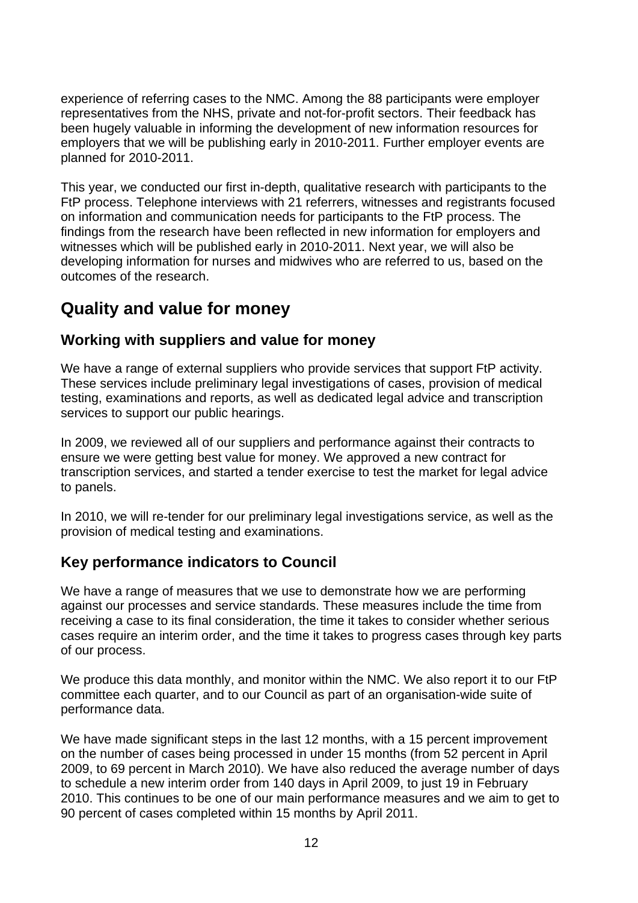experience of referring cases to the NMC. Among the 88 participants were employer representatives from the NHS, private and not-for-profit sectors. Their feedback has been hugely valuable in informing the development of new information resources for employers that we will be publishing early in 2010-2011. Further employer events are planned for 2010-2011.

This year, we conducted our first in-depth, qualitative research with participants to the FtP process. Telephone interviews with 21 referrers, witnesses and registrants focused on information and communication needs for participants to the FtP process. The findings from the research have been reflected in new information for employers and witnesses which will be published early in 2010-2011. Next year, we will also be developing information for nurses and midwives who are referred to us, based on the outcomes of the research.

## Quality and value for money

### Working with suppliers and value for money

We have a range of external suppliers who provide services that support FtP activity. These services include preliminary legal investigations of cases, provision of medical testing, examinations and reports, as well as dedicated legal advice and transcription services to support our public hearings.

In 2009, we reviewed all of our suppliers and performance against their contracts to ensure we were getting best value for money. We approved a new contract for transcription services, and started a tender exercise to test the market for legal advice to panels.

In 2010, we will re-tender for our preliminary legal investigations service, as well as the provision of medical testing and examinations.

### Key performance indicators to Council

We have a range of measures that we use to demonstrate how we are performing against our processes and service standards. These measures include the time from receiving a case to its final consideration, the time it takes to consider whether serious cases require an interim order, and the time it takes to progress cases through key parts of our process.

We produce this data monthly, and monitor within the NMC. We also report it to our FtP committee each quarter, and to our Council as part of an organisation-wide suite of performance data.

We have made significant steps in the last 12 months, with a 15 percent improvement on the number of cases being processed in under 15 months (from 52 percent in April 2009, to 69 percent in March 2010). We have also reduced the average number of days to schedule a new interim order from 140 days in April 2009, to just 19 in February 2010. This continues to be one of our main performance measures and we aim to get to 90 percent of cases completed within 15 months by April 2011.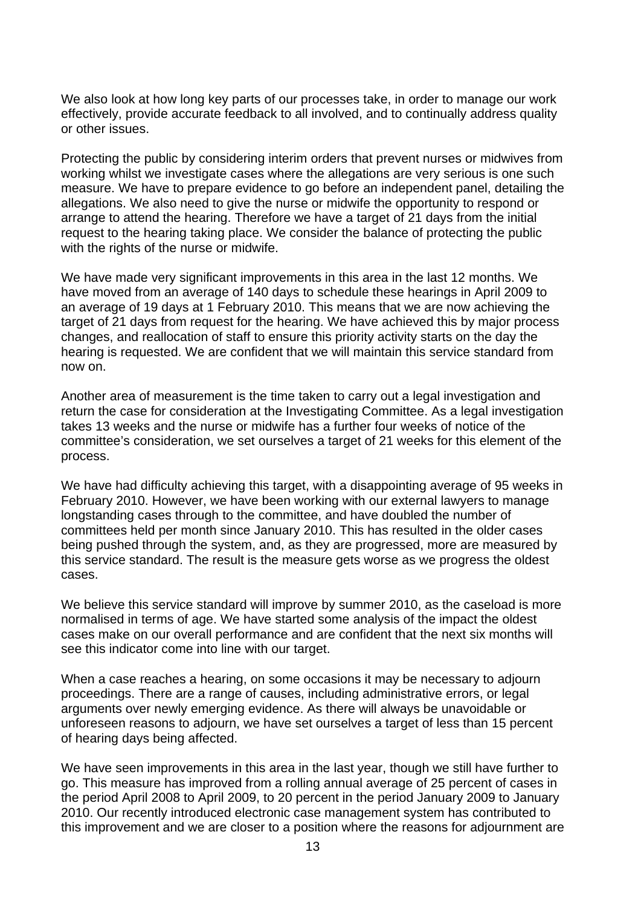We also look at how long key parts of our processes take, in order to manage our work effectively, provide accurate feedback to all involved, and to continually address quality or other issues.

Protecting the public by considering interim orders that prevent nurses or midwives from working whilst we investigate cases where the allegations are very serious is one such measure. We have to prepare evidence to go before an independent panel, detailing the allegations. We also need to give the nurse or midwife the opportunity to respond or arrange to attend the hearing. Therefore we have a target of 21 days from the initial request to the hearing taking place. We consider the balance of protecting the public with the rights of the nurse or midwife.

We have made very significant improvements in this area in the last 12 months. We have moved from an average of 140 days to schedule these hearings in April 2009 to an average of 19 days at 1 February 2010. This means that we are now achieving the target of 21 days from request for the hearing. We have achieved this by major process changes, and reallocation of staff to ensure this priority activity starts on the day the hearing is requested. We are confident that we will maintain this service standard from now on.

Another area of measurement is the time taken to carry out a legal investigation and return the case for consideration at the Investigating Committee. As a legal investigation takes 13 weeks and the nurse or midwife has a further four weeks of notice of the committee's consideration, we set ourselves a target of 21 weeks for this element of the process.

We have had difficulty achieving this target, with a disappointing average of 95 weeks in February 2010. However, we have been working with our external lawyers to manage longstanding cases through to the committee, and have doubled the number of committees held per month since January 2010. This has resulted in the older cases being pushed through the system, and, as they are progressed, more are measured by this service standard. The result is the measure gets worse as we progress the oldest cases.

We believe this service standard will improve by summer 2010, as the caseload is more normalised in terms of age. We have started some analysis of the impact the oldest cases make on our overall performance and are confident that the next six months will see this indicator come into line with our target.

When a case reaches a hearing, on some occasions it may be necessary to adjourn proceedings. There are a range of causes, including administrative errors, or legal arguments over newly emerging evidence. As there will always be unavoidable or unforeseen reasons to adjourn, we have set ourselves a target of less than 15 percent of hearing days being affected.

We have seen improvements in this area in the last year, though we still have further to go. This measure has improved from a rolling annual average of 25 percent of cases in the period April 2008 to April 2009, to 20 percent in the period January 2009 to January 2010. Our recently introduced electronic case management system has contributed to this improvement and we are closer to a position where the reasons for adjournment are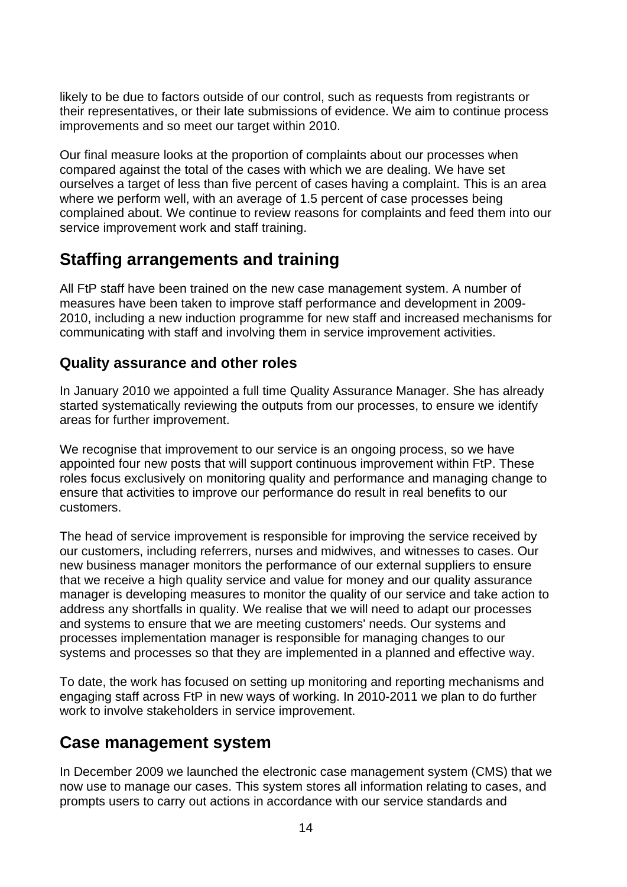likely to be due to factors outside of our control, such as requests from registrants or their representatives, or their late submissions of evidence. We aim to continue process improvements and so meet our target within 2010.

Our final measure looks at the proportion of complaints about our processes when compared against the total of the cases with which we are dealing. We have set ourselves a target of less than five percent of cases having a complaint. This is an area where we perform well, with an average of 1.5 percent of case processes being complained about. We continue to review reasons for complaints and feed them into our service improvement work and staff training.

## Staffing arrangements and training

All FtP staff have been trained on the new case management system. A number of measures have been taken to improve staff performance and development in 2009-2010, including a new induction programme for new staff and increased mechanisms for communicating with staff and involving them in service improvement activities.

### Quality assurance and other roles

In January 2010 we appointed a full time Quality Assurance Manager. She has already started systematically reviewing the outputs from our processes, to ensure we identify areas for further improvement.

We recognise that improvement to our service is an ongoing process, so we have appointed four new posts that will support continuous improvement within FtP. These roles focus exclusively on monitoring quality and performance and managing change to ensure that activities to improve our performance do result in real benefits to our customers.

The head of service improvement is responsible for improving the service received by our customers, including referrers, nurses and midwives, and witnesses to cases. Our new business manager monitors the performance of our external suppliers to ensure that we receive a high quality service and value for money and our quality assurance manager is developing measures to monitor the quality of our service and take action to address any shortfalls in quality. We realise that we will need to adapt our processes and systems to ensure that we are meeting customers' needs. Our systems and processes implementation manager is responsible for managing changes to our systems and processes so that they are implemented in a planned and effective way.

To date, the work has focused on setting up monitoring and reporting mechanisms and engaging staff across FtP in new ways of working. In 2010-2011 we plan to do further work to involve stakeholders in service improvement.

## Case management system

In December 2009 we launched the electronic case management system (CMS) that we now use to manage our cases. This system stores all information relating to cases, and prompts users to carry out actions in accordance with our service standards and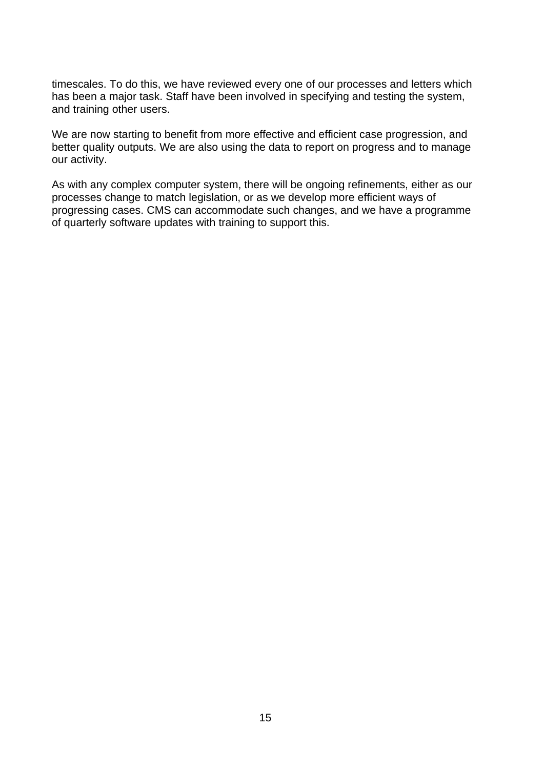timescales. To do this, we have reviewed every one of our processes and letters which has been a major task. Staff have been involved in specifying and testing the system, and training other users.

We are now starting to benefit from more effective and efficient case progression, and better quality outputs. We are also using the data to report on progress and to manage our activity.

As with any complex computer system, there will be ongoing refinements, either as our processes change to match legislation, or as we develop more efficient ways of progressing cases. CMS can accommodate such changes, and we have a programme of quarterly software updates with training to support this.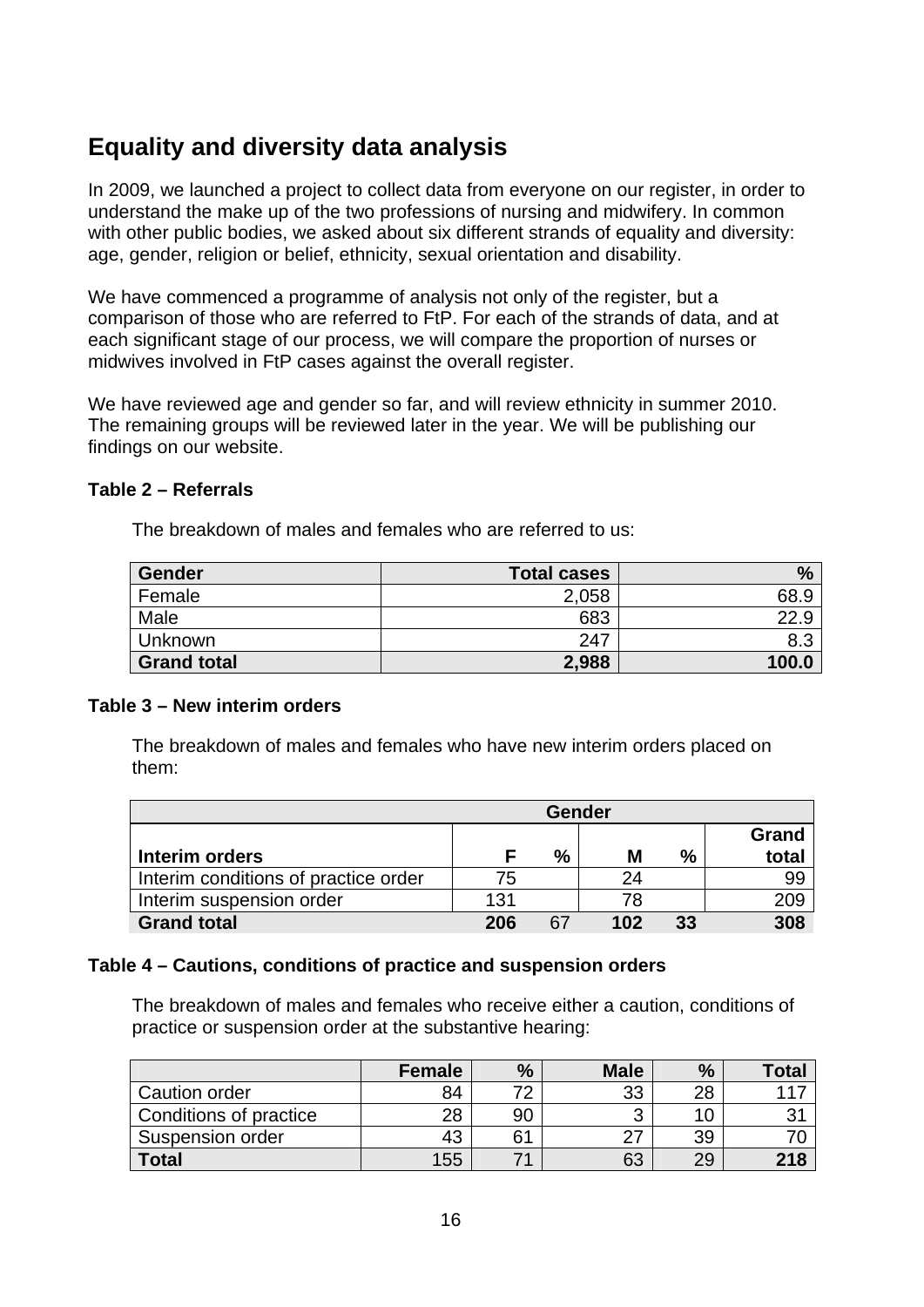## Equality and diversity data analysis

In 2009, we launched a project to collect data from everyone on our register, in order to understand the make up of the two professions of nursing and midwifery. In common with other public bodies, we asked about six different strands of equality and diversity: age, gender, religion or belief, ethnicity, sexual orientation and disability.

We have commenced a programme of analysis not only of the register, but a comparison of those who are referred to FtP. For each of the strands of data, and at each significant stage of our process, we will compare the proportion of nurses or midwives involved in FtP cases against the overall register.

We have reviewed age and gender so far, and will review ethnicity in summer 2010. The remaining groups will be reviewed later in the year. We will be publishing our findings on our website.

**Table 2 – Referrals**

The breakdown of males and females who are referred to us:

| Gender | Total cases | % |
|---|---|---|
| Female | 2,058 | 68.9 |
| Male | 683 | 22.9 |
| Unknown | 247 | 8.3 |
| **Grand total** | **2,988** | **100.0** |

**Table 3 – New interim orders**

The breakdown of males and females who have new interim orders placed on them:

| | Gender | | | | |
|---|---|---|---|---|---|
| **Interim orders** | **F** | **%** | **M** | **%** | **Grand total** |
| Interim conditions of practice order | 75 | | 24 | | 99 |
| Interim suspension order | 131 | | 78 | | 209 |
| **Grand total** | **206** | 67 | **102** | **33** | **308** |

**Table 4 – Cautions, conditions of practice and suspension orders**

The breakdown of males and females who receive either a caution, conditions of practice or suspension order at the substantive hearing:

| | Female | % | Male | % | Total |
|---|---|---|---|---|---|
| Caution order | 84 | 72 | 33 | 28 | 117 |
| Conditions of practice | 28 | 90 | 3 | 10 | 31 |
| Suspension order | 43 | 61 | 27 | 39 | 70 |
| **Total** | 155 | 71 | 63 | 29 | **218** |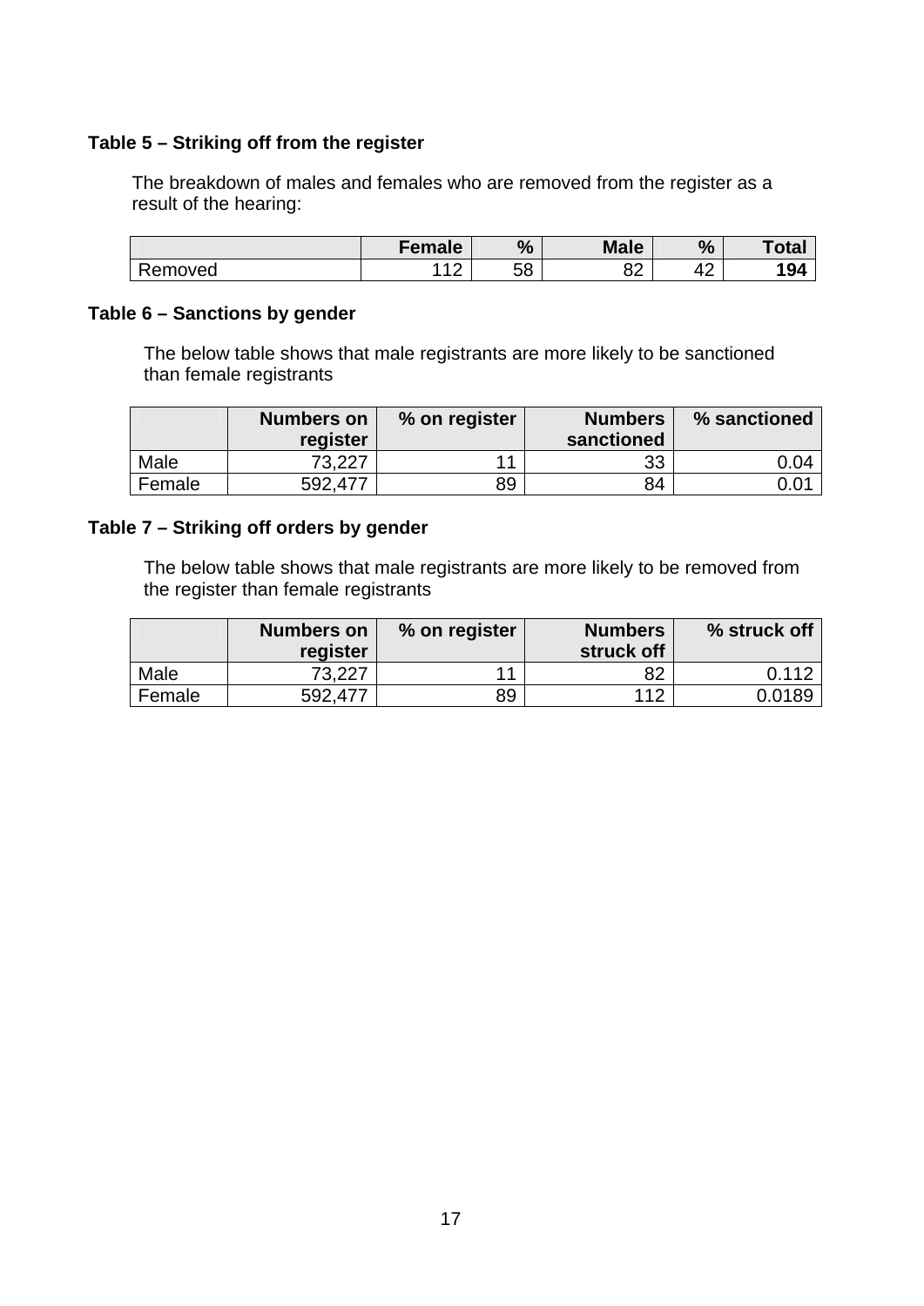**Table 5 – Striking off from the register**

The breakdown of males and females who are removed from the register as a result of the hearing:

| | Female | % | Male | % | Total |
|---|---|---|---|---|---|
| Removed | 112 | 58 | 82 | 42 | **194** |

**Table 6 – Sanctions by gender**

The below table shows that male registrants are more likely to be sanctioned than female registrants

| | Numbers on register | % on register | Numbers sanctioned | % sanctioned |
|---|---|---|---|---|
| Male | 73,227 | 11 | 33 | 0.04 |
| Female | 592,477 | 89 | 84 | 0.01 |

**Table 7 – Striking off orders by gender**

The below table shows that male registrants are more likely to be removed from the register than female registrants

| | Numbers on register | % on register | Numbers struck off | % struck off |
|---|---|---|---|---|
| Male | 73,227 | 11 | 82 | 0.112 |
| Female | 592,477 | 89 | 112 | 0.0189 |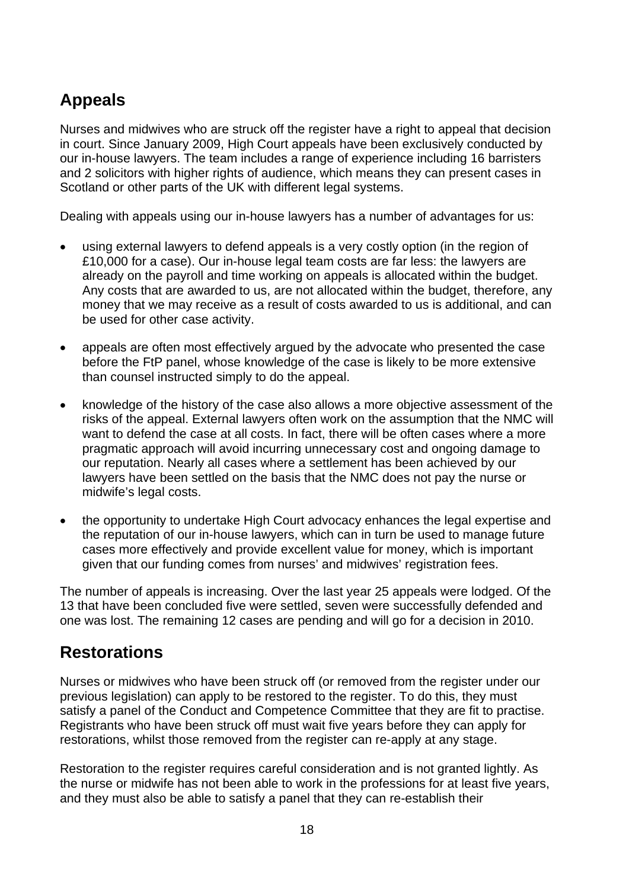## Appeals

Nurses and midwives who are struck off the register have a right to appeal that decision in court. Since January 2009, High Court appeals have been exclusively conducted by our in-house lawyers. The team includes a range of experience including 16 barristers and 2 solicitors with higher rights of audience, which means they can present cases in Scotland or other parts of the UK with different legal systems.

Dealing with appeals using our in-house lawyers has a number of advantages for us:

- using external lawyers to defend appeals is a very costly option (in the region of £10,000 for a case). Our in-house legal team costs are far less: the lawyers are already on the payroll and time working on appeals is allocated within the budget. Any costs that are awarded to us, are not allocated within the budget, therefore, any money that we may receive as a result of costs awarded to us is additional, and can be used for other case activity.
- appeals are often most effectively argued by the advocate who presented the case before the FtP panel, whose knowledge of the case is likely to be more extensive than counsel instructed simply to do the appeal.
- knowledge of the history of the case also allows a more objective assessment of the risks of the appeal. External lawyers often work on the assumption that the NMC will want to defend the case at all costs. In fact, there will be often cases where a more pragmatic approach will avoid incurring unnecessary cost and ongoing damage to our reputation. Nearly all cases where a settlement has been achieved by our lawyers have been settled on the basis that the NMC does not pay the nurse or midwife's legal costs.
- the opportunity to undertake High Court advocacy enhances the legal expertise and the reputation of our in-house lawyers, which can in turn be used to manage future cases more effectively and provide excellent value for money, which is important given that our funding comes from nurses' and midwives' registration fees.

The number of appeals is increasing. Over the last year 25 appeals were lodged. Of the 13 that have been concluded five were settled, seven were successfully defended and one was lost. The remaining 12 cases are pending and will go for a decision in 2010.

## Restorations

Nurses or midwives who have been struck off (or removed from the register under our previous legislation) can apply to be restored to the register. To do this, they must satisfy a panel of the Conduct and Competence Committee that they are fit to practise. Registrants who have been struck off must wait five years before they can apply for restorations, whilst those removed from the register can re-apply at any stage.

Restoration to the register requires careful consideration and is not granted lightly. As the nurse or midwife has not been able to work in the professions for at least five years, and they must also be able to satisfy a panel that they can re-establish their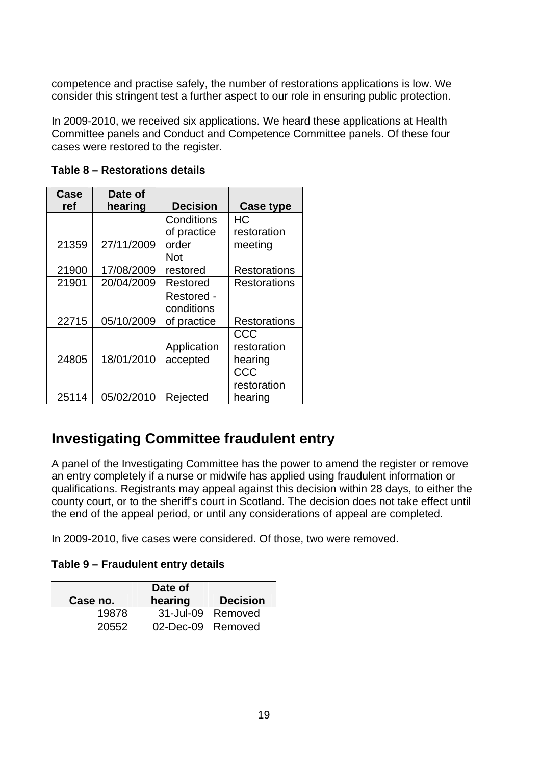competence and practise safely, the number of restorations applications is low. We consider this stringent test a further aspect to our role in ensuring public protection.

In 2009-2010, we received six applications. We heard these applications at Health Committee panels and Conduct and Competence Committee panels. Of these four cases were restored to the register.

**Table 8 – Restorations details**

| Case ref | Date of hearing | Decision | Case type |
|---|---|---|---|
| 21359 | 27/11/2009 | Conditions of practice order | HC restoration meeting |
| 21900 | 17/08/2009 | Not restored | Restorations |
| 21901 | 20/04/2009 | Restored | Restorations |
| 22715 | 05/10/2009 | Restored - conditions of practice | Restorations |
| 24805 | 18/01/2010 | Application accepted | CCC restoration hearing |
| 25114 | 05/02/2010 | Rejected | CCC restoration hearing |

## Investigating Committee fraudulent entry

A panel of the Investigating Committee has the power to amend the register or remove an entry completely if a nurse or midwife has applied using fraudulent information or qualifications. Registrants may appeal against this decision within 28 days, to either the county court, or to the sheriff's court in Scotland. The decision does not take effect until the end of the appeal period, or until any considerations of appeal are completed.

In 2009-2010, five cases were considered. Of those, two were removed.

**Table 9 – Fraudulent entry details**

| Case no. | Date of hearing | Decision |
|---|---|---|
| 19878 | 31-Jul-09 | Removed |
| 20552 | 02-Dec-09 | Removed |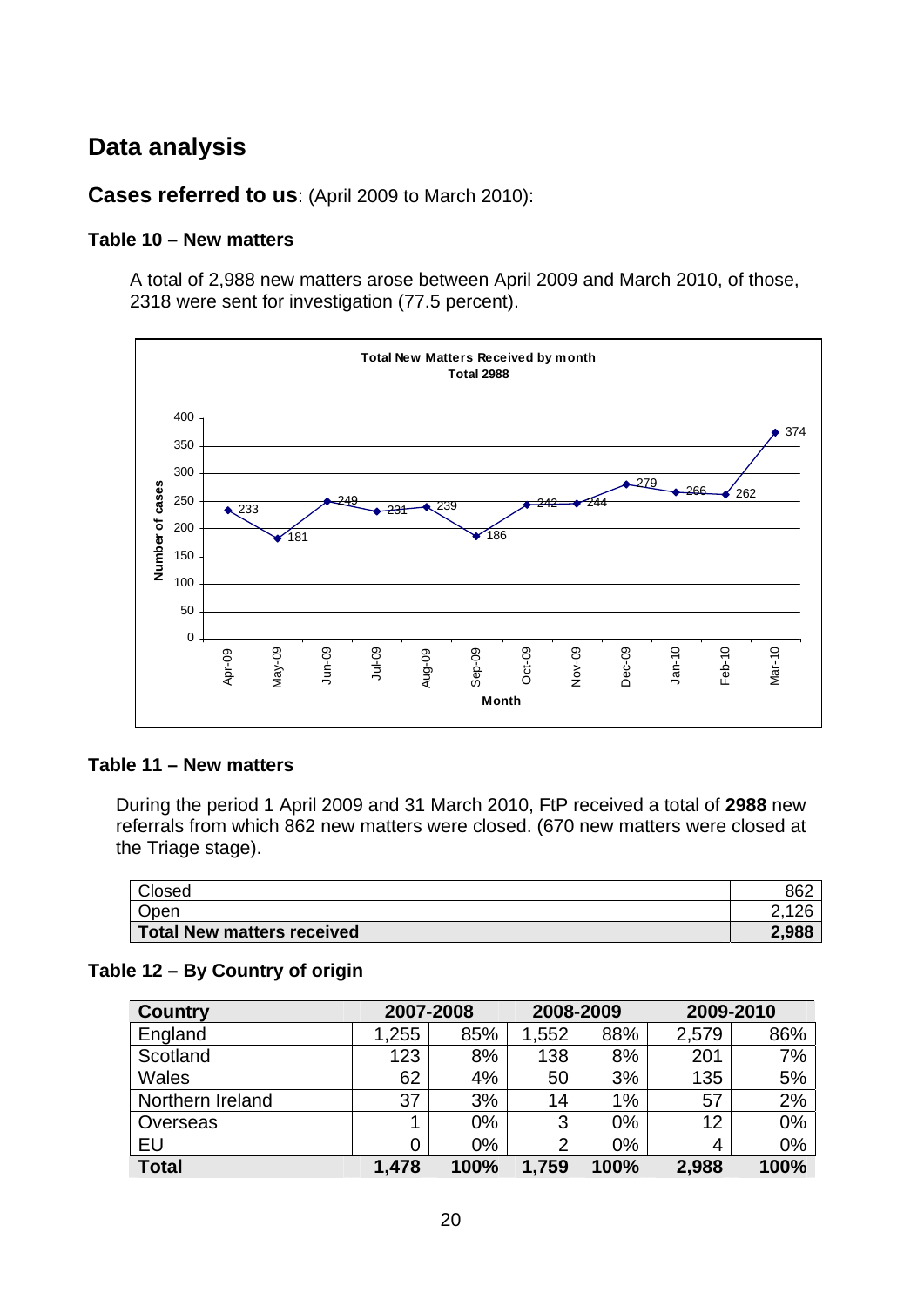# Data analysis

## Cases referred to us: (April 2009 to March 2010):

### Table 10 – New matters

A total of 2,988 new matters arose between April 2009 and March 2010, of those, 2318 were sent for investigation (77.5 percent).

**Total New Matters Received by month**
**Total 2988**

| Month | Apr-09 | May-09 | Jun-09 | Jul-09 | Aug-09 | Sep-09 | Oct-09 | Nov-09 | Dec-09 | Jan-10 | Feb-10 | Mar-10 |
|---|---|---|---|---|---|---|---|---|---|---|---|---|
| Number of cases | 233 | 181 | 249 | 231 | 239 | 186 | 242 | 244 | 279 | 266 | 262 | 374 |

### Table 11 – New matters

During the period 1 April 2009 and 31 March 2010, FtP received a total of **2988** new referrals from which 862 new matters were closed. (670 new matters were closed at the Triage stage).

| | |
|---|---:|
| Closed | 862 |
| Open | 2,126 |
| **Total New matters received** | **2,988** |

### Table 12 – By Country of origin

| Country | 2007-2008 | | 2008-2009 | | 2009-2010 | |
|---|---:|---:|---:|---:|---:|---:|
| England | 1,255 | 85% | 1,552 | 88% | 2,579 | 86% |
| Scotland | 123 | 8% | 138 | 8% | 201 | 7% |
| Wales | 62 | 4% | 50 | 3% | 135 | 5% |
| Northern Ireland | 37 | 3% | 14 | 1% | 57 | 2% |
| Overseas | 1 | 0% | 3 | 0% | 12 | 0% |
| EU | 0 | 0% | 2 | 0% | 4 | 0% |
| **Total** | **1,478** | **100%** | **1,759** | **100%** | **2,988** | **100%** |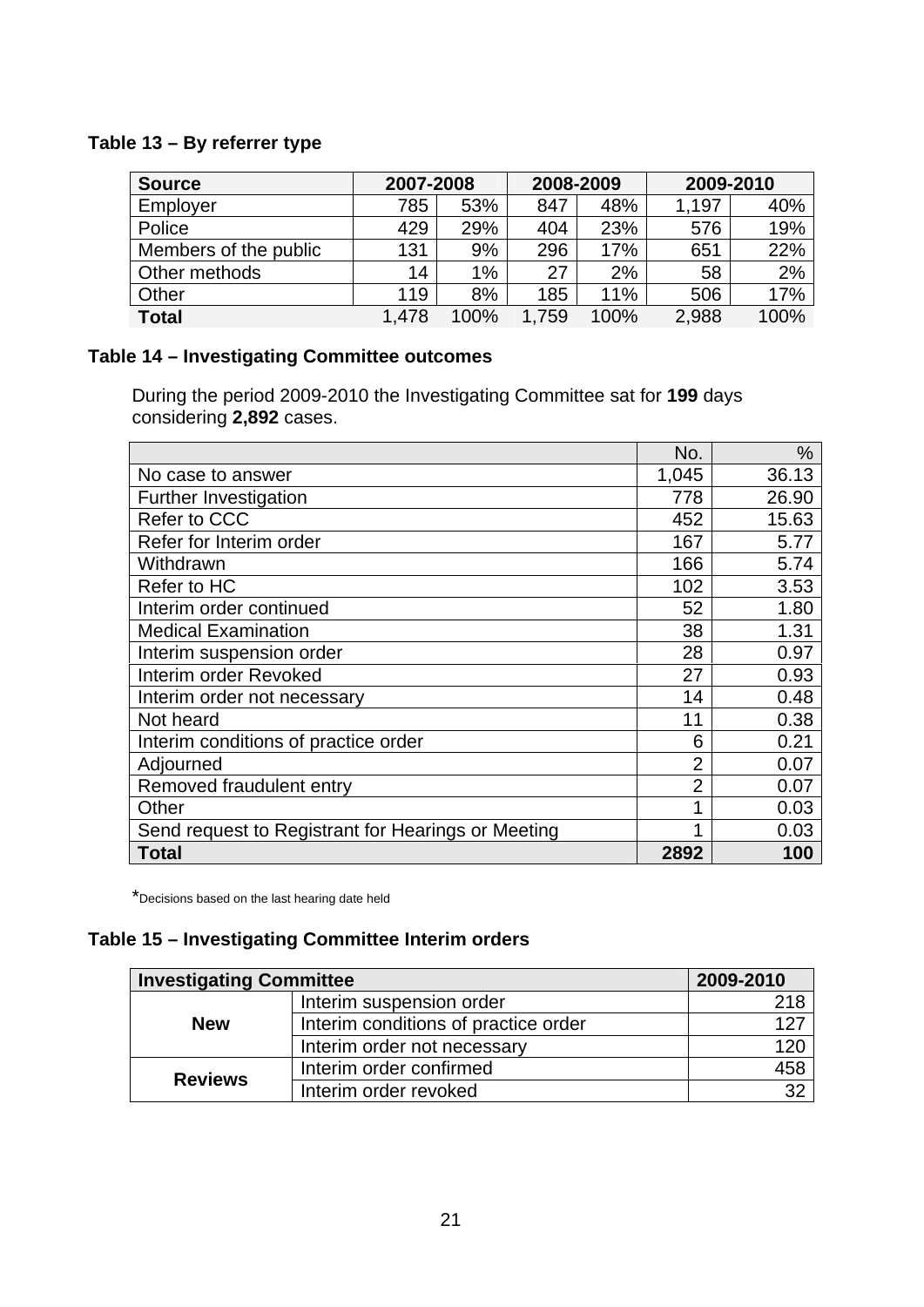### Table 13 – By referrer type

| Source | 2007-2008 | | 2008-2009 | | 2009-2010 | |
|---|---|---|---|---|---|---|
| Employer | 785 | 53% | 847 | 48% | 1,197 | 40% |
| Police | 429 | 29% | 404 | 23% | 576 | 19% |
| Members of the public | 131 | 9% | 296 | 17% | 651 | 22% |
| Other methods | 14 | 1% | 27 | 2% | 58 | 2% |
| Other | 119 | 8% | 185 | 11% | 506 | 17% |
| **Total** | 1,478 | 100% | 1,759 | 100% | 2,988 | 100% |

### Table 14 – Investigating Committee outcomes

During the period 2009-2010 the Investigating Committee sat for **199** days considering **2,892** cases.

| | No. | % |
|---|---|---|
| No case to answer | 1,045 | 36.13 |
| Further Investigation | 778 | 26.90 |
| Refer to CCC | 452 | 15.63 |
| Refer for Interim order | 167 | 5.77 |
| Withdrawn | 166 | 5.74 |
| Refer to HC | 102 | 3.53 |
| Interim order continued | 52 | 1.80 |
| Medical Examination | 38 | 1.31 |
| Interim suspension order | 28 | 0.97 |
| Interim order Revoked | 27 | 0.93 |
| Interim order not necessary | 14 | 0.48 |
| Not heard | 11 | 0.38 |
| Interim conditions of practice order | 6 | 0.21 |
| Adjourned | 2 | 0.07 |
| Removed fraudulent entry | 2 | 0.07 |
| Other | 1 | 0.03 |
| Send request to Registrant for Hearings or Meeting | 1 | 0.03 |
| **Total** | **2892** | **100** |

*Decisions based on the last hearing date held

### Table 15 – Investigating Committee Interim orders

| Investigating Committee | | 2009-2010 |
|---|---|---|
| **New** | Interim suspension order | 218 |
| | Interim conditions of practice order | 127 |
| | Interim order not necessary | 120 |
| **Reviews** | Interim order confirmed | 458 |
| | Interim order revoked | 32 |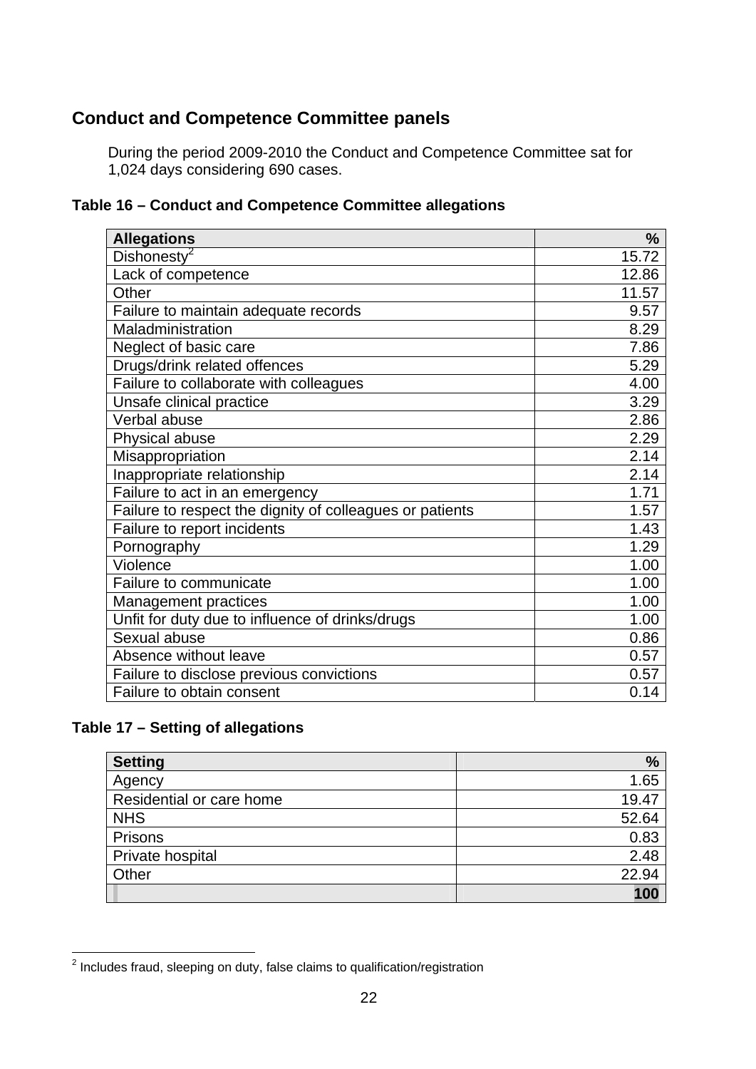## Conduct and Competence Committee panels

During the period 2009-2010 the Conduct and Competence Committee sat for 1,024 days considering 690 cases.

### Table 16 – Conduct and Competence Committee allegations

| Allegations | % |
|---|---:|
| Dishonesty[2] | 15.72 |
| Lack of competence | 12.86 |
| Other | 11.57 |
| Failure to maintain adequate records | 9.57 |
| Maladministration | 8.29 |
| Neglect of basic care | 7.86 |
| Drugs/drink related offences | 5.29 |
| Failure to collaborate with colleagues | 4.00 |
| Unsafe clinical practice | 3.29 |
| Verbal abuse | 2.86 |
| Physical abuse | 2.29 |
| Misappropriation | 2.14 |
| Inappropriate relationship | 2.14 |
| Failure to act in an emergency | 1.71 |
| Failure to respect the dignity of colleagues or patients | 1.57 |
| Failure to report incidents | 1.43 |
| Pornography | 1.29 |
| Violence | 1.00 |
| Failure to communicate | 1.00 |
| Management practices | 1.00 |
| Unfit for duty due to influence of drinks/drugs | 1.00 |
| Sexual abuse | 0.86 |
| Absence without leave | 0.57 |
| Failure to disclose previous convictions | 0.57 |
| Failure to obtain consent | 0.14 |

### Table 17 – Setting of allegations

| Setting | % |
|---|---:|
| Agency | 1.65 |
| Residential or care home | 19.47 |
| NHS | 52.64 |
| Prisons | 0.83 |
| Private hospital | 2.48 |
| Other | 22.94 |
| | **100** |

[2] Includes fraud, sleeping on duty, false claims to qualification/registration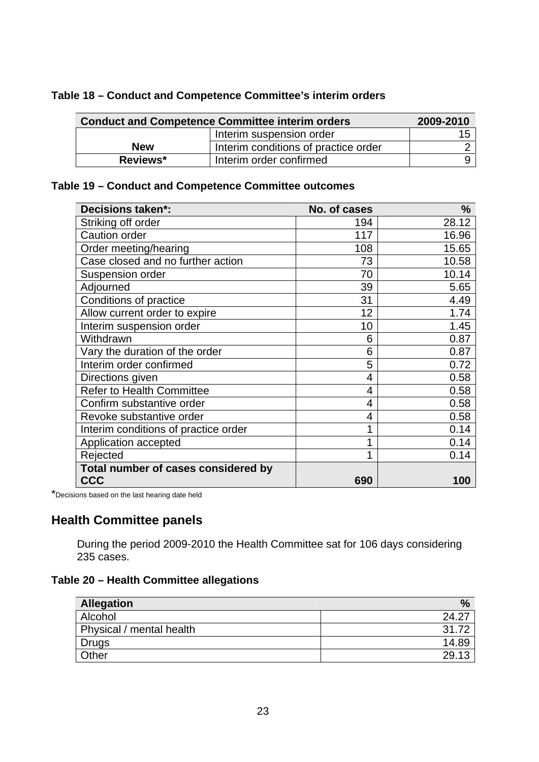**Table 18 – Conduct and Competence Committee's interim orders**

| Conduct and Competence Committee interim orders | | 2009-2010 |
|---|---|---|
| New | Interim suspension order | 15 |
| | Interim conditions of practice order | 2 |
| Reviews* | Interim order confirmed | 9 |

**Table 19 – Conduct and Competence Committee outcomes**

| Decisions taken*: | No. of cases | % |
|---|---|---|
| Striking off order | 194 | 28.12 |
| Caution order | 117 | 16.96 |
| Order meeting/hearing | 108 | 15.65 |
| Case closed and no further action | 73 | 10.58 |
| Suspension order | 70 | 10.14 |
| Adjourned | 39 | 5.65 |
| Conditions of practice | 31 | 4.49 |
| Allow current order to expire | 12 | 1.74 |
| Interim suspension order | 10 | 1.45 |
| Withdrawn | 6 | 0.87 |
| Vary the duration of the order | 6 | 0.87 |
| Interim order confirmed | 5 | 0.72 |
| Directions given | 4 | 0.58 |
| Refer to Health Committee | 4 | 0.58 |
| Confirm substantive order | 4 | 0.58 |
| Revoke substantive order | 4 | 0.58 |
| Interim conditions of practice order | 1 | 0.14 |
| Application accepted | 1 | 0.14 |
| Rejected | 1 | 0.14 |
| **Total number of cases considered by CCC** | **690** | **100** |

*Decisions based on the last hearing date held

## Health Committee panels

During the period 2009-2010 the Health Committee sat for 106 days considering 235 cases.

**Table 20 – Health Committee allegations**

| Allegation | % |
|---|---|
| Alcohol | 24.27 |
| Physical / mental health | 31.72 |
| Drugs | 14.89 |
| Other | 29.13 |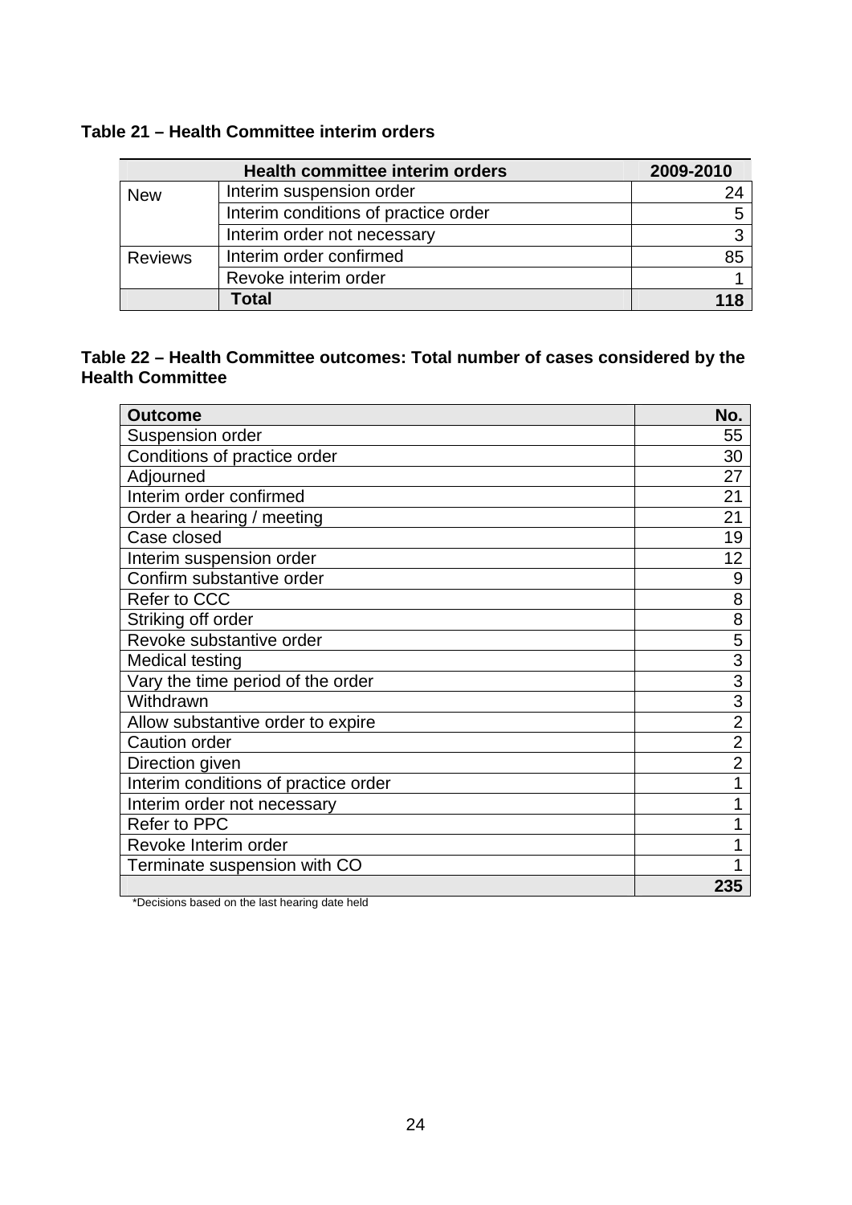**Table 21 – Health Committee interim orders**

| Health committee interim orders | | 2009-2010 |
|---|---|---|
| New | Interim suspension order | 24 |
| | Interim conditions of practice order | 5 |
| | Interim order not necessary | 3 |
| Reviews | Interim order confirmed | 85 |
| | Revoke interim order | 1 |
| | **Total** | **118** |

**Table 22 – Health Committee outcomes: Total number of cases considered by the Health Committee**

| Outcome | No. |
|---|---|
| Suspension order | 55 |
| Conditions of practice order | 30 |
| Adjourned | 27 |
| Interim order confirmed | 21 |
| Order a hearing / meeting | 21 |
| Case closed | 19 |
| Interim suspension order | 12 |
| Confirm substantive order | 9 |
| Refer to CCC | 8 |
| Striking off order | 8 |
| Revoke substantive order | 5 |
| Medical testing | 3 |
| Vary the time period of the order | 3 |
| Withdrawn | 3 |
| Allow substantive order to expire | 2 |
| Caution order | 2 |
| Direction given | 2 |
| Interim conditions of practice order | 1 |
| Interim order not necessary | 1 |
| Refer to PPC | 1 |
| Revoke Interim order | 1 |
| Terminate suspension with CO | 1 |
| | **235** |

*Decisions based on the last hearing date held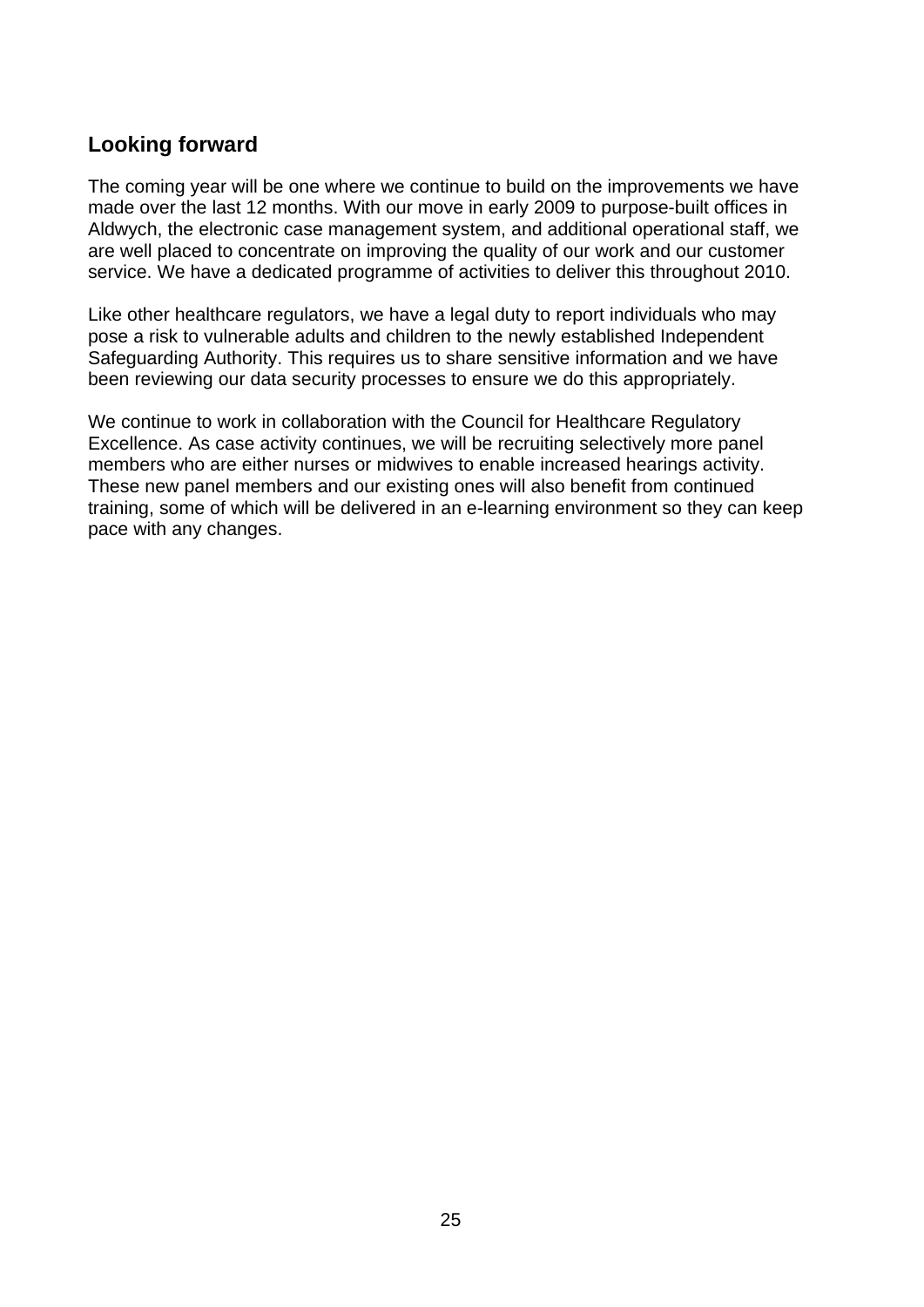## Looking forward

The coming year will be one where we continue to build on the improvements we have made over the last 12 months. With our move in early 2009 to purpose-built offices in Aldwych, the electronic case management system, and additional operational staff, we are well placed to concentrate on improving the quality of our work and our customer service. We have a dedicated programme of activities to deliver this throughout 2010.

Like other healthcare regulators, we have a legal duty to report individuals who may pose a risk to vulnerable adults and children to the newly established Independent Safeguarding Authority. This requires us to share sensitive information and we have been reviewing our data security processes to ensure we do this appropriately.

We continue to work in collaboration with the Council for Healthcare Regulatory Excellence. As case activity continues, we will be recruiting selectively more panel members who are either nurses or midwives to enable increased hearings activity. These new panel members and our existing ones will also benefit from continued training, some of which will be delivered in an e-learning environment so they can keep pace with any changes.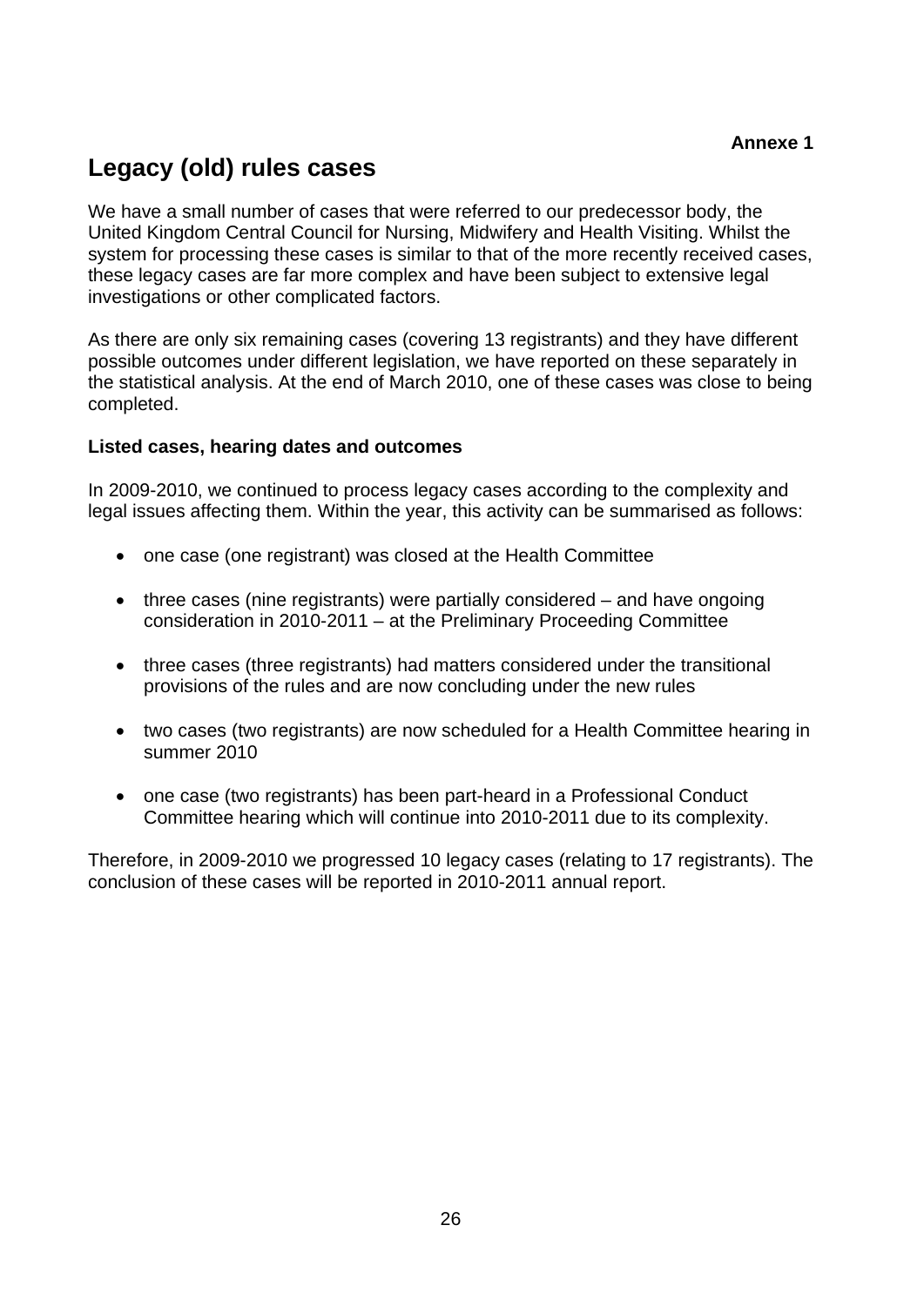**Annexe 1**

# Legacy (old) rules cases

We have a small number of cases that were referred to our predecessor body, the United Kingdom Central Council for Nursing, Midwifery and Health Visiting. Whilst the system for processing these cases is similar to that of the more recently received cases, these legacy cases are far more complex and have been subject to extensive legal investigations or other complicated factors.

As there are only six remaining cases (covering 13 registrants) and they have different possible outcomes under different legislation, we have reported on these separately in the statistical analysis. At the end of March 2010, one of these cases was close to being completed.

**Listed cases, hearing dates and outcomes**

In 2009-2010, we continued to process legacy cases according to the complexity and legal issues affecting them. Within the year, this activity can be summarised as follows:

- one case (one registrant) was closed at the Health Committee
- three cases (nine registrants) were partially considered – and have ongoing consideration in 2010-2011 – at the Preliminary Proceeding Committee
- three cases (three registrants) had matters considered under the transitional provisions of the rules and are now concluding under the new rules
- two cases (two registrants) are now scheduled for a Health Committee hearing in summer 2010
- one case (two registrants) has been part-heard in a Professional Conduct Committee hearing which will continue into 2010-2011 due to its complexity.

Therefore, in 2009-2010 we progressed 10 legacy cases (relating to 17 registrants). The conclusion of these cases will be reported in 2010-2011 annual report.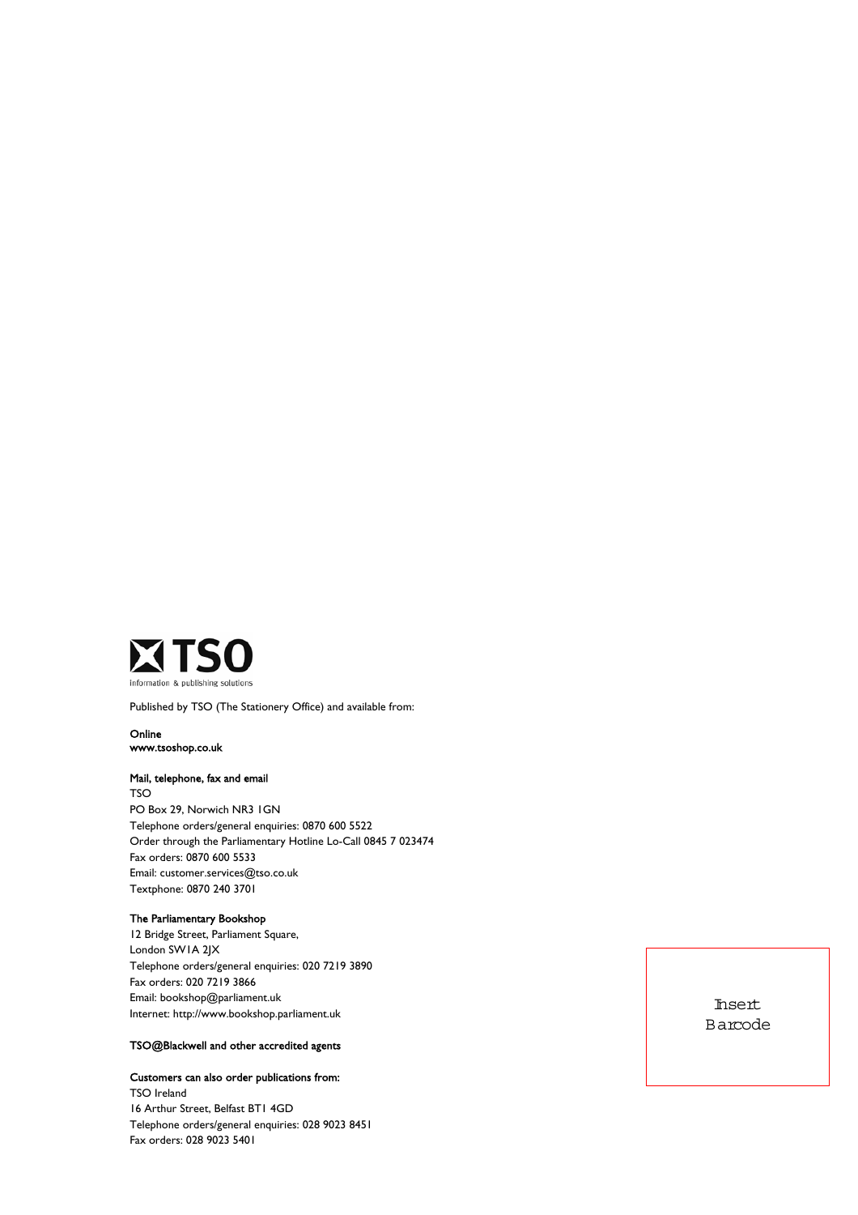TSO

information & publishing solutions

Published by TSO (The Stationery Office) and available from:

**Online**
**www.tsoshop.co.uk**

**Mail, telephone, fax and email**
TSO
PO Box 29, Norwich NR3 1GN
Telephone orders/general enquiries: 0870 600 5522
Order through the Parliamentary Hotline Lo-Call 0845 7 023474
Fax orders: 0870 600 5533
Email: customer.services@tso.co.uk
Textphone: 0870 240 3701

**The Parliamentary Bookshop**
12 Bridge Street, Parliament Square,
London SW1A 2JX
Telephone orders/general enquiries: 020 7219 3890
Fax orders: 020 7219 3866
Email: bookshop@parliament.uk
Internet: http://www.bookshop.parliament.uk

**TSO@Blackwell and other accredited agents**

**Customers can also order publications from:**
TSO Ireland
16 Arthur Street, Belfast BT1 4GD
Telephone orders/general enquiries: 028 9023 8451
Fax orders: 028 9023 5401

Insert Barcode